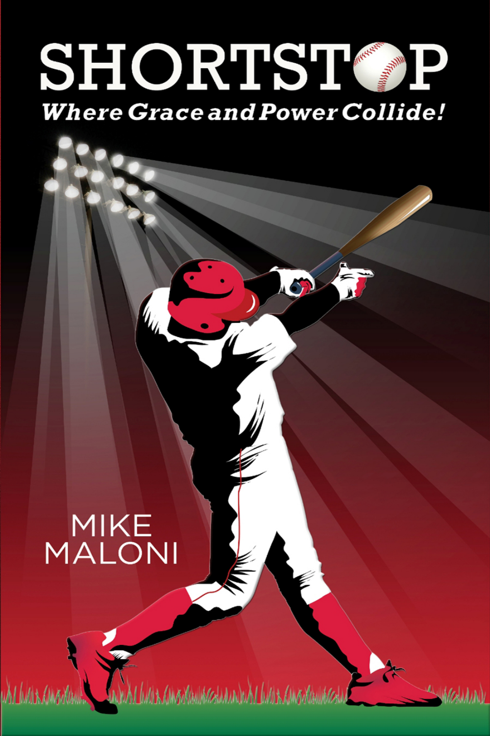# SHORTSTOP

***Where Grace and Power Collide!***

MIKE MALONI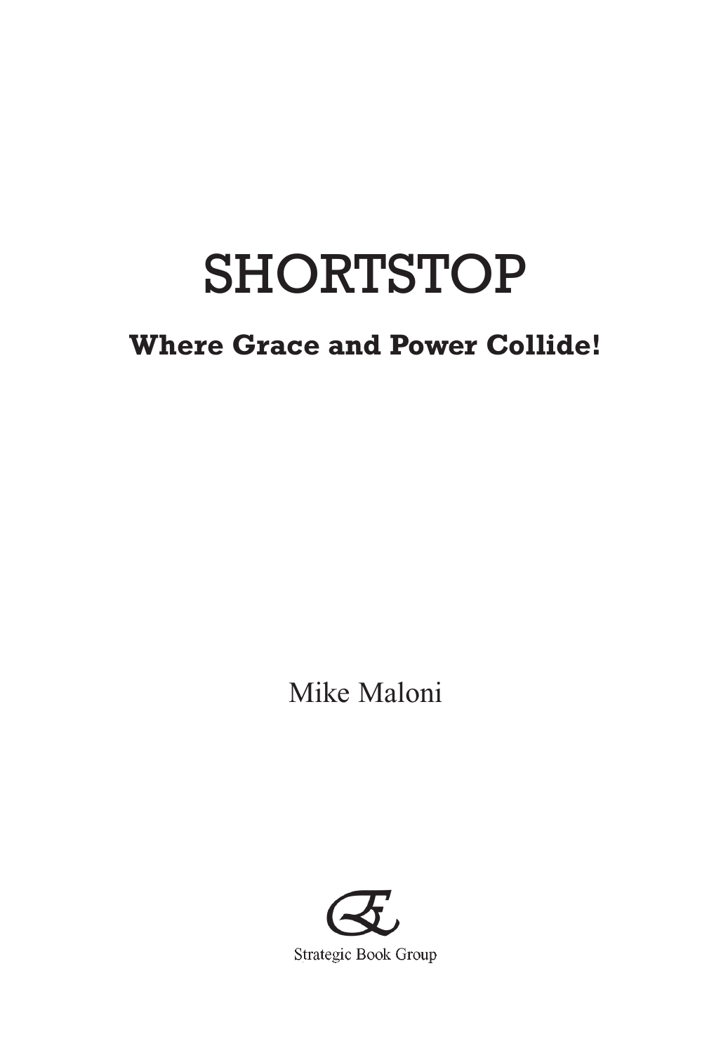# SHORTSTOP

**Where Grace and Power Collide!**

Mike Maloni

Strategic Book Group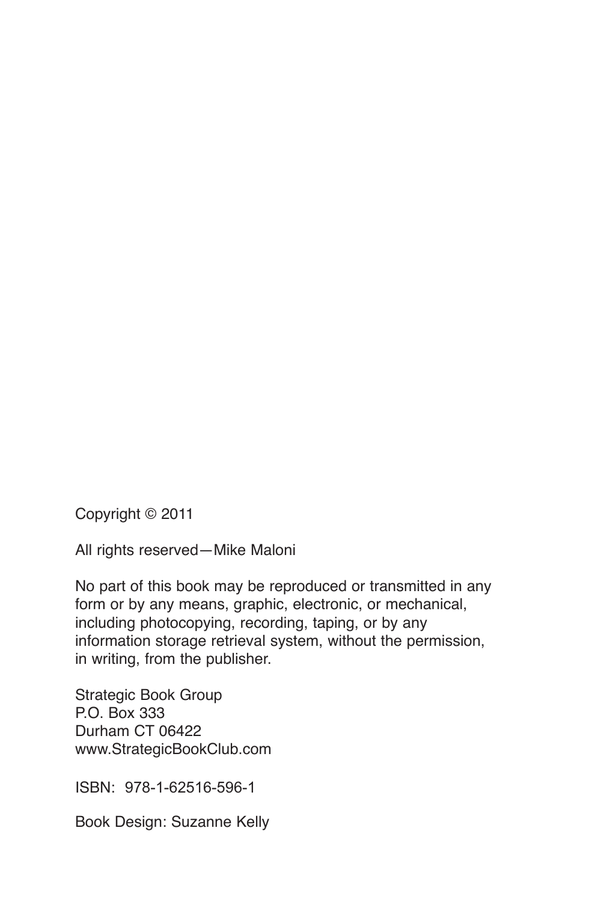Copyright © 2011

All rights reserved—Mike Maloni

No part of this book may be reproduced or transmitted in any form or by any means, graphic, electronic, or mechanical, including photocopying, recording, taping, or by any information storage retrieval system, without the permission, in writing, from the publisher.

Strategic Book Group
P.O. Box 333
Durham CT 06422
www.StrategicBookClub.com

ISBN: 978-1-62516-596-1

Book Design: Suzanne Kelly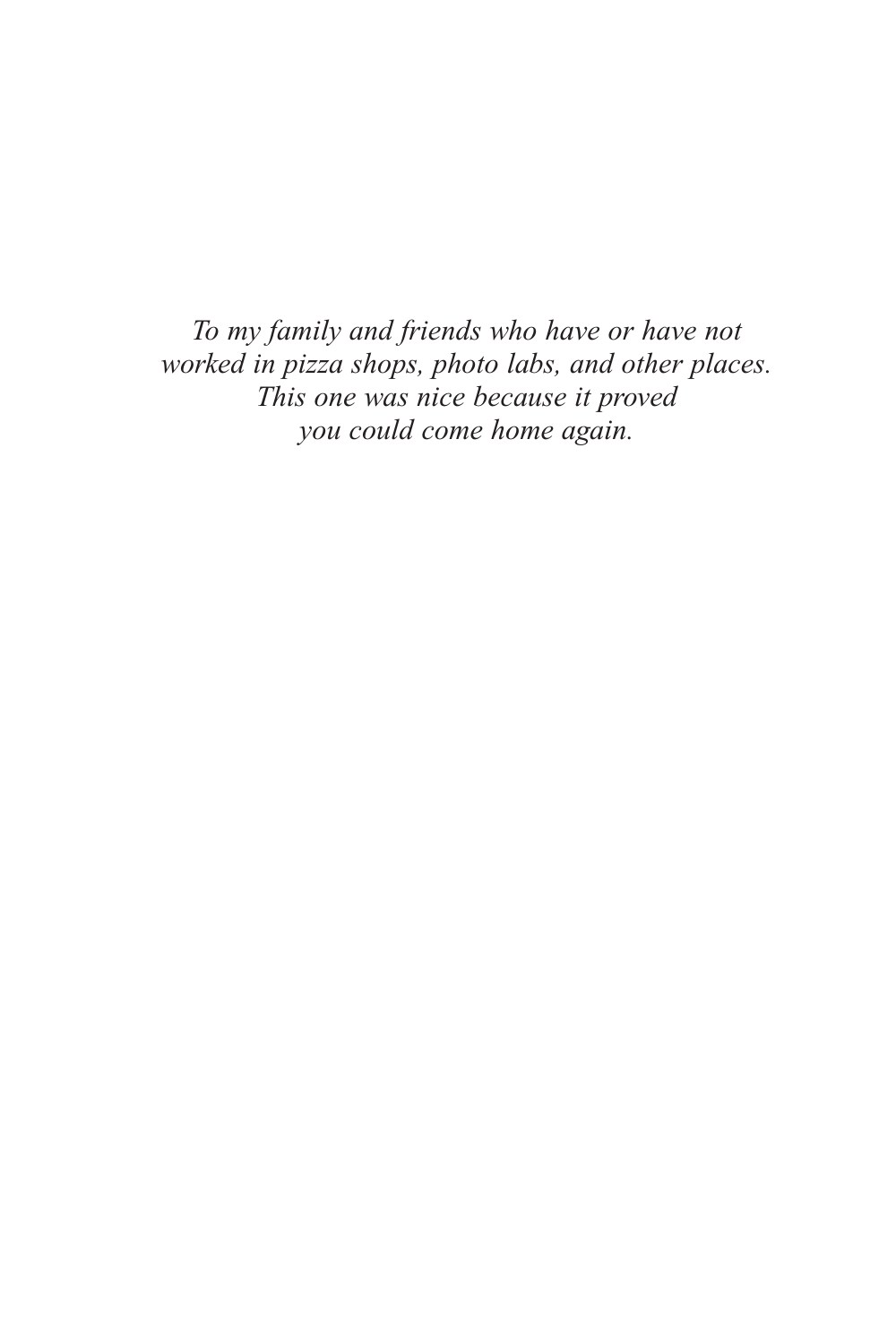*To my family and friends who have or have not worked in pizza shops, photo labs, and other places. This one was nice because it proved you could come home again.*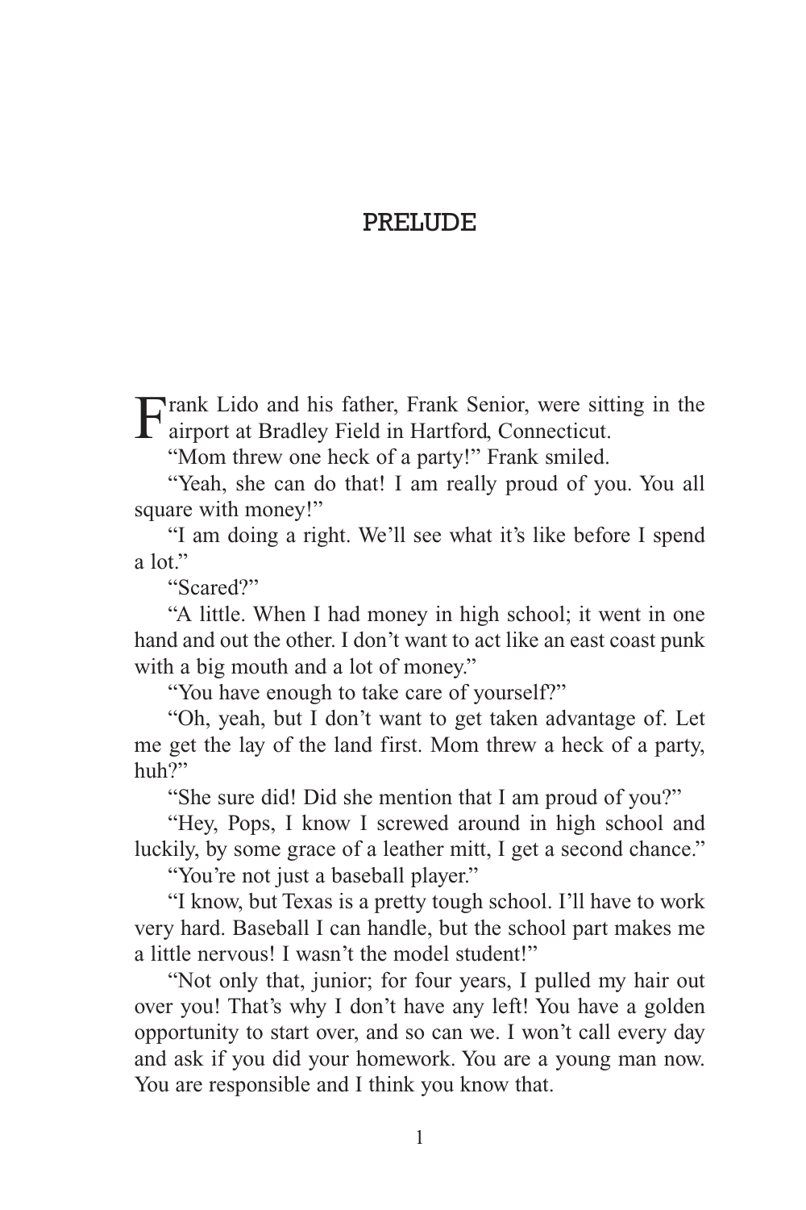# PRELUDE

Frank Lido and his father, Frank Senior, were sitting in the airport at Bradley Field in Hartford, Connecticut.

"Mom threw one heck of a party!" Frank smiled.

"Yeah, she can do that! I am really proud of you. You all square with money!"

"I am doing a right. We'll see what it's like before I spend a lot."

"Scared?"

"A little. When I had money in high school; it went in one hand and out the other. I don't want to act like an east coast punk with a big mouth and a lot of money."

"You have enough to take care of yourself?"

"Oh, yeah, but I don't want to get taken advantage of. Let me get the lay of the land first. Mom threw a heck of a party, huh?"

"She sure did! Did she mention that I am proud of you?"

"Hey, Pops, I know I screwed around in high school and luckily, by some grace of a leather mitt, I get a second chance."

"You're not just a baseball player."

"I know, but Texas is a pretty tough school. I'll have to work very hard. Baseball I can handle, but the school part makes me a little nervous! I wasn't the model student!"

"Not only that, junior; for four years, I pulled my hair out over you! That's why I don't have any left! You have a golden opportunity to start over, and so can we. I won't call every day and ask if you did your homework. You are a young man now. You are responsible and I think you know that.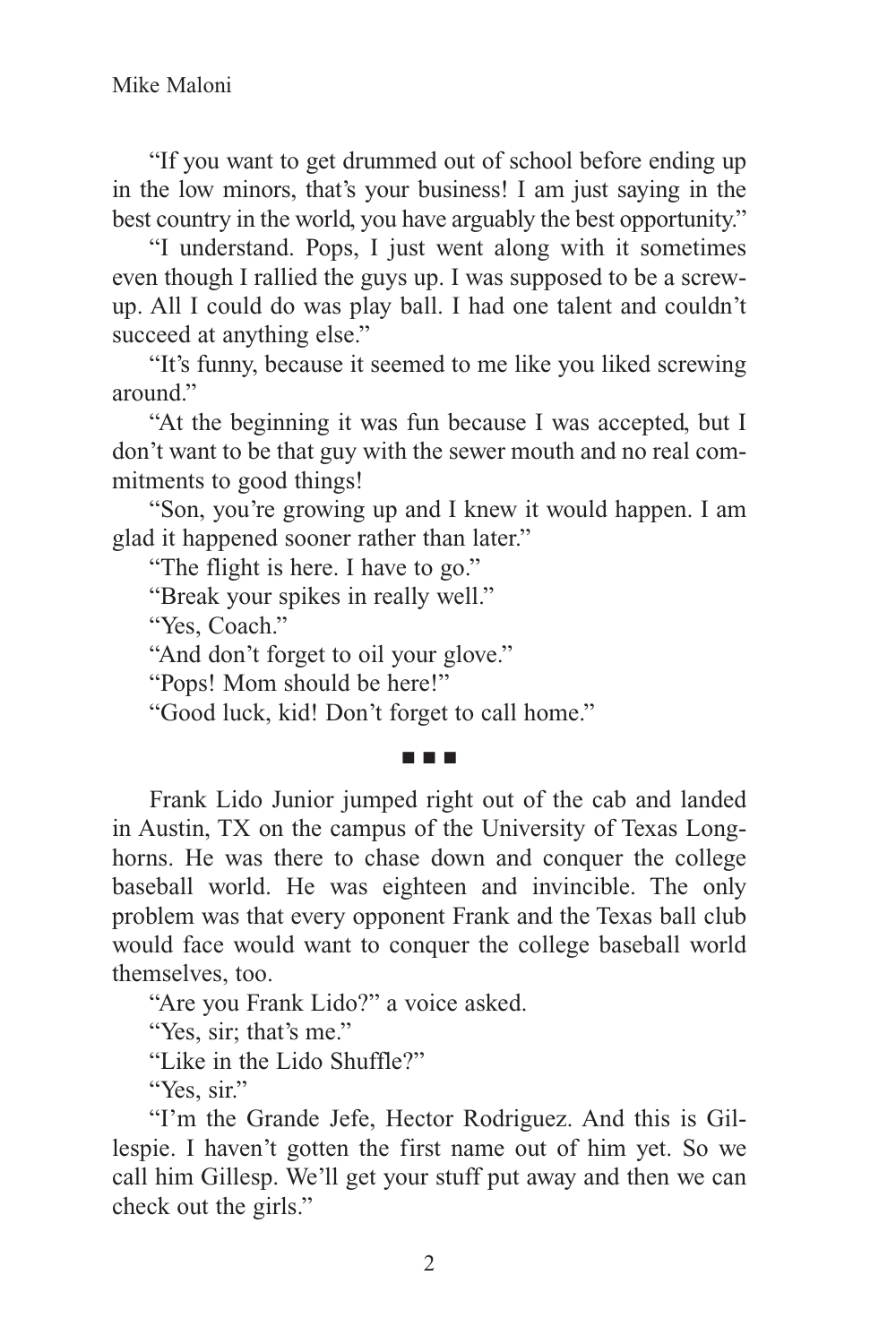"If you want to get drummed out of school before ending up in the low minors, that's your business! I am just saying in the best country in the world, you have arguably the best opportunity."

"I understand. Pops, I just went along with it sometimes even though I rallied the guys up. I was supposed to be a screw-up. All I could do was play ball. I had one talent and couldn't succeed at anything else."

"It's funny, because it seemed to me like you liked screwing around."

"At the beginning it was fun because I was accepted, but I don't want to be that guy with the sewer mouth and no real commitments to good things!

"Son, you're growing up and I knew it would happen. I am glad it happened sooner rather than later."

"The flight is here. I have to go."

"Break your spikes in really well."

"Yes, Coach."

"And don't forget to oil your glove."

"Pops! Mom should be here!"

"Good luck, kid! Don't forget to call home."

■ ■ ■

Frank Lido Junior jumped right out of the cab and landed in Austin, TX on the campus of the University of Texas Longhorns. He was there to chase down and conquer the college baseball world. He was eighteen and invincible. The only problem was that every opponent Frank and the Texas ball club would face would want to conquer the college baseball world themselves, too.

"Are you Frank Lido?" a voice asked.

"Yes, sir; that's me."

"Like in the Lido Shuffle?"

"Yes, sir."

"I'm the Grande Jefe, Hector Rodriguez. And this is Gillespie. I haven't gotten the first name out of him yet. So we call him Gillesp. We'll get your stuff put away and then we can check out the girls."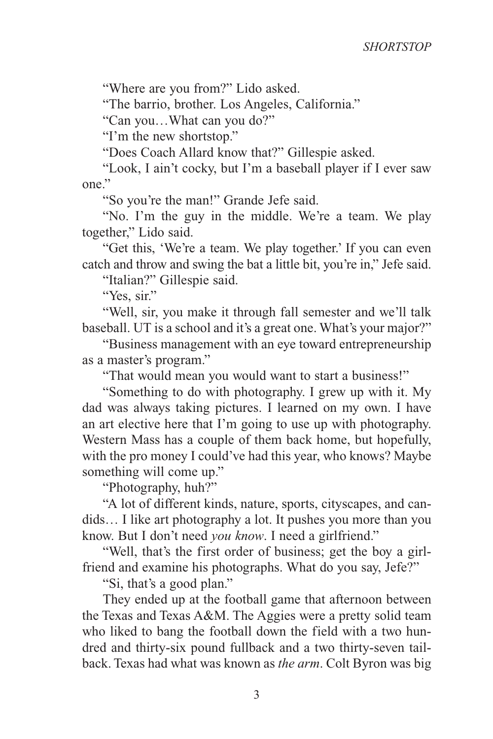"Where are you from?" Lido asked.

"The barrio, brother. Los Angeles, California."

"Can you…What can you do?"

"I'm the new shortstop."

"Does Coach Allard know that?" Gillespie asked.

"Look, I ain't cocky, but I'm a baseball player if I ever saw one."

"So you're the man!" Grande Jefe said.

"No. I'm the guy in the middle. We're a team. We play together," Lido said.

"Get this, 'We're a team. We play together.' If you can even catch and throw and swing the bat a little bit, you're in," Jefe said.

"Italian?" Gillespie said.

"Yes, sir."

"Well, sir, you make it through fall semester and we'll talk baseball. UT is a school and it's a great one. What's your major?"

"Business management with an eye toward entrepreneurship as a master's program."

"That would mean you would want to start a business!"

"Something to do with photography. I grew up with it. My dad was always taking pictures. I learned on my own. I have an art elective here that I'm going to use up with photography. Western Mass has a couple of them back home, but hopefully, with the pro money I could've had this year, who knows? Maybe something will come up."

"Photography, huh?"

"A lot of different kinds, nature, sports, cityscapes, and candids… I like art photography a lot. It pushes you more than you know. But I don't need *you know*. I need a girlfriend."

"Well, that's the first order of business; get the boy a girlfriend and examine his photographs. What do you say, Jefe?"

"Si, that's a good plan."

They ended up at the football game that afternoon between the Texas and Texas A&M. The Aggies were a pretty solid team who liked to bang the football down the field with a two hundred and thirty-six pound fullback and a two thirty-seven tailback. Texas had what was known as *the arm*. Colt Byron was big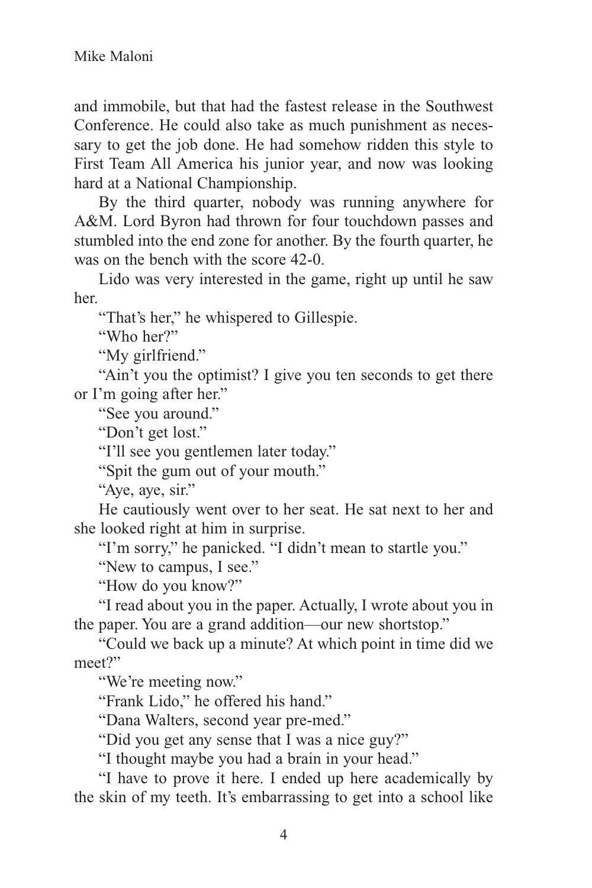and immobile, but that had the fastest release in the Southwest Conference. He could also take as much punishment as necessary to get the job done. He had somehow ridden this style to First Team All America his junior year, and now was looking hard at a National Championship.

By the third quarter, nobody was running anywhere for A&M. Lord Byron had thrown for four touchdown passes and stumbled into the end zone for another. By the fourth quarter, he was on the bench with the score 42-0.

Lido was very interested in the game, right up until he saw her.

"That's her," he whispered to Gillespie.

"Who her?"

"My girlfriend."

"Ain't you the optimist? I give you ten seconds to get there or I'm going after her."

"See you around."

"Don't get lost."

"I'll see you gentlemen later today."

"Spit the gum out of your mouth."

"Aye, aye, sir."

He cautiously went over to her seat. He sat next to her and she looked right at him in surprise.

"I'm sorry," he panicked. "I didn't mean to startle you."

"New to campus, I see."

"How do you know?"

"I read about you in the paper. Actually, I wrote about you in the paper. You are a grand addition—our new shortstop."

"Could we back up a minute? At which point in time did we meet?"

"We're meeting now."

"Frank Lido," he offered his hand."

"Dana Walters, second year pre-med."

"Did you get any sense that I was a nice guy?"

"I thought maybe you had a brain in your head."

"I have to prove it here. I ended up here academically by the skin of my teeth. It's embarrassing to get into a school like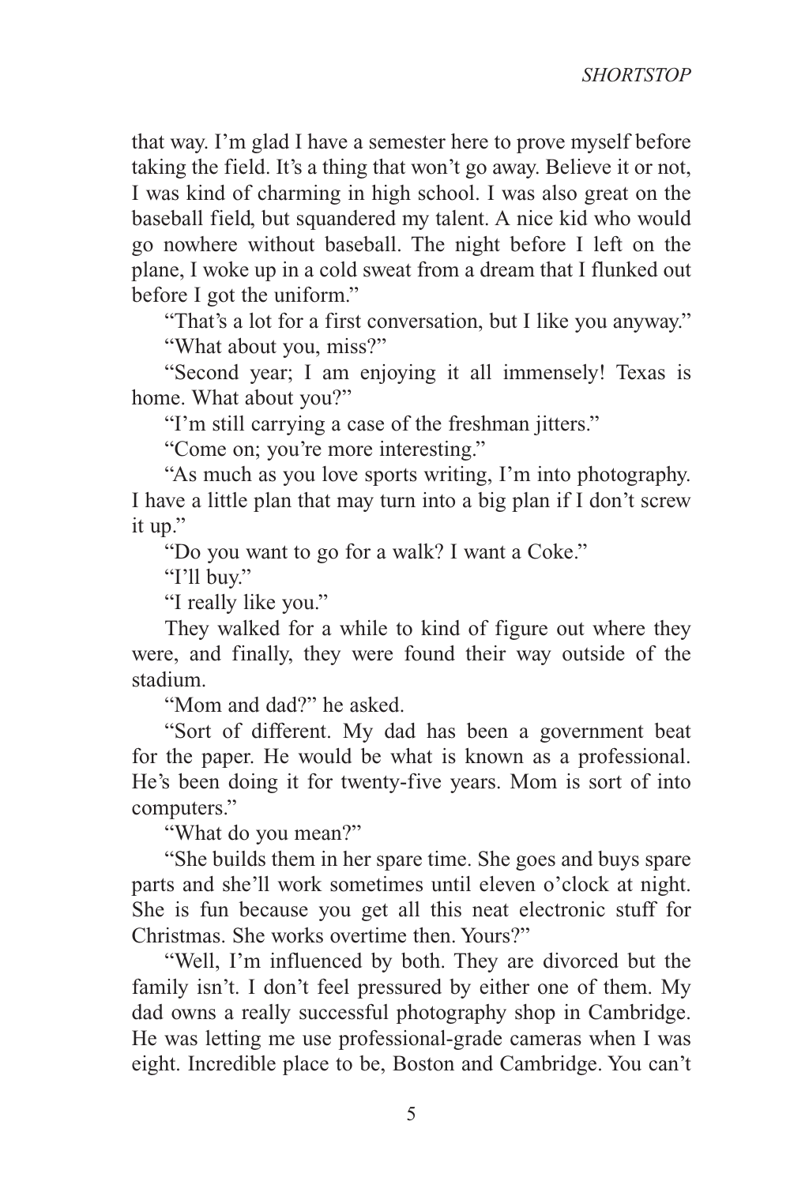that way. I'm glad I have a semester here to prove myself before taking the field. It's a thing that won't go away. Believe it or not, I was kind of charming in high school. I was also great on the baseball field, but squandered my talent. A nice kid who would go nowhere without baseball. The night before I left on the plane, I woke up in a cold sweat from a dream that I flunked out before I got the uniform."

"That's a lot for a first conversation, but I like you anyway."

"What about you, miss?"

"Second year; I am enjoying it all immensely! Texas is home. What about you?"

"I'm still carrying a case of the freshman jitters."

"Come on; you're more interesting."

"As much as you love sports writing, I'm into photography. I have a little plan that may turn into a big plan if I don't screw it up."

"Do you want to go for a walk? I want a Coke."

"I'll buy."

"I really like you."

They walked for a while to kind of figure out where they were, and finally, they were found their way outside of the stadium.

"Mom and dad?" he asked.

"Sort of different. My dad has been a government beat for the paper. He would be what is known as a professional. He's been doing it for twenty-five years. Mom is sort of into computers."

"What do you mean?"

"She builds them in her spare time. She goes and buys spare parts and she'll work sometimes until eleven o'clock at night. She is fun because you get all this neat electronic stuff for Christmas. She works overtime then. Yours?"

"Well, I'm influenced by both. They are divorced but the family isn't. I don't feel pressured by either one of them. My dad owns a really successful photography shop in Cambridge. He was letting me use professional-grade cameras when I was eight. Incredible place to be, Boston and Cambridge. You can't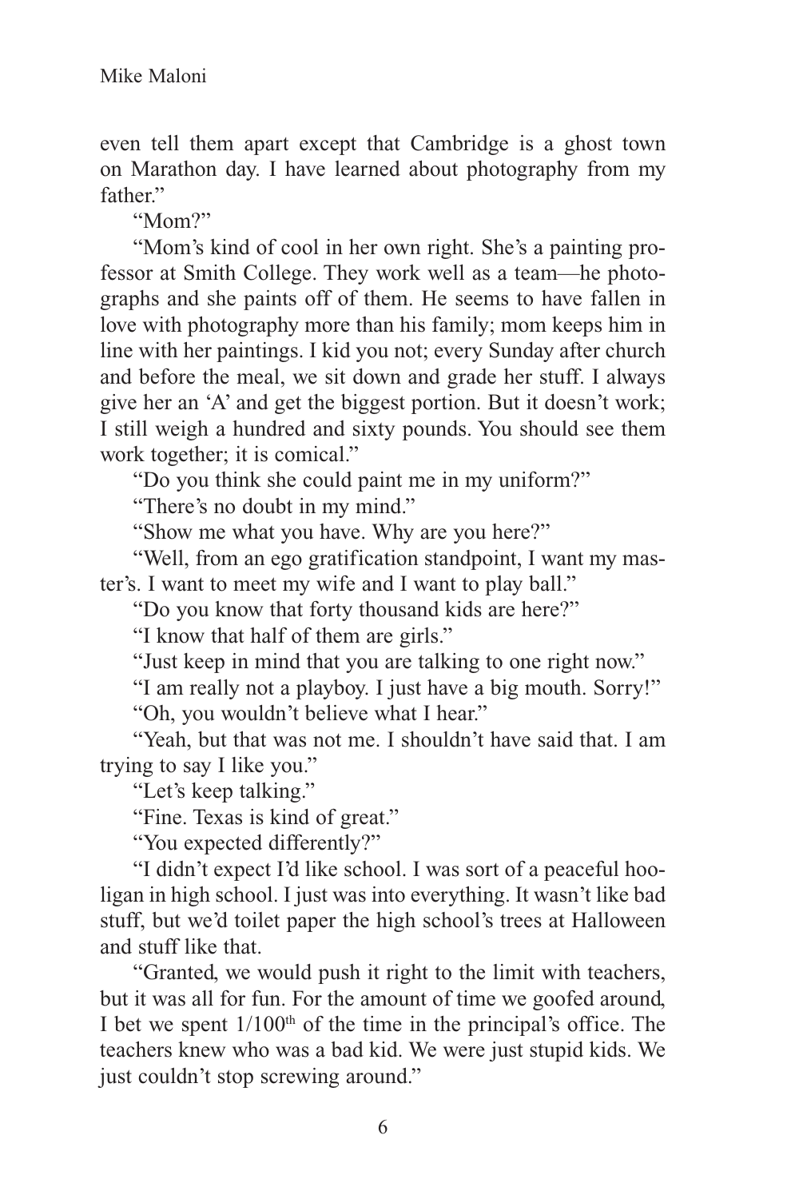even tell them apart except that Cambridge is a ghost town on Marathon day. I have learned about photography from my father."

"Mom?"

"Mom's kind of cool in her own right. She's a painting professor at Smith College. They work well as a team—he photographs and she paints off of them. He seems to have fallen in love with photography more than his family; mom keeps him in line with her paintings. I kid you not; every Sunday after church and before the meal, we sit down and grade her stuff. I always give her an 'A' and get the biggest portion. But it doesn't work; I still weigh a hundred and sixty pounds. You should see them work together; it is comical."

"Do you think she could paint me in my uniform?"

"There's no doubt in my mind."

"Show me what you have. Why are you here?"

"Well, from an ego gratification standpoint, I want my master's. I want to meet my wife and I want to play ball."

"Do you know that forty thousand kids are here?"

"I know that half of them are girls."

"Just keep in mind that you are talking to one right now."

"I am really not a playboy. I just have a big mouth. Sorry!"

"Oh, you wouldn't believe what I hear."

"Yeah, but that was not me. I shouldn't have said that. I am trying to say I like you."

"Let's keep talking."

"Fine. Texas is kind of great."

"You expected differently?"

"I didn't expect I'd like school. I was sort of a peaceful hooligan in high school. I just was into everything. It wasn't like bad stuff, but we'd toilet paper the high school's trees at Halloween and stuff like that.

"Granted, we would push it right to the limit with teachers, but it was all for fun. For the amount of time we goofed around, I bet we spent 1/100th of the time in the principal's office. The teachers knew who was a bad kid. We were just stupid kids. We just couldn't stop screwing around."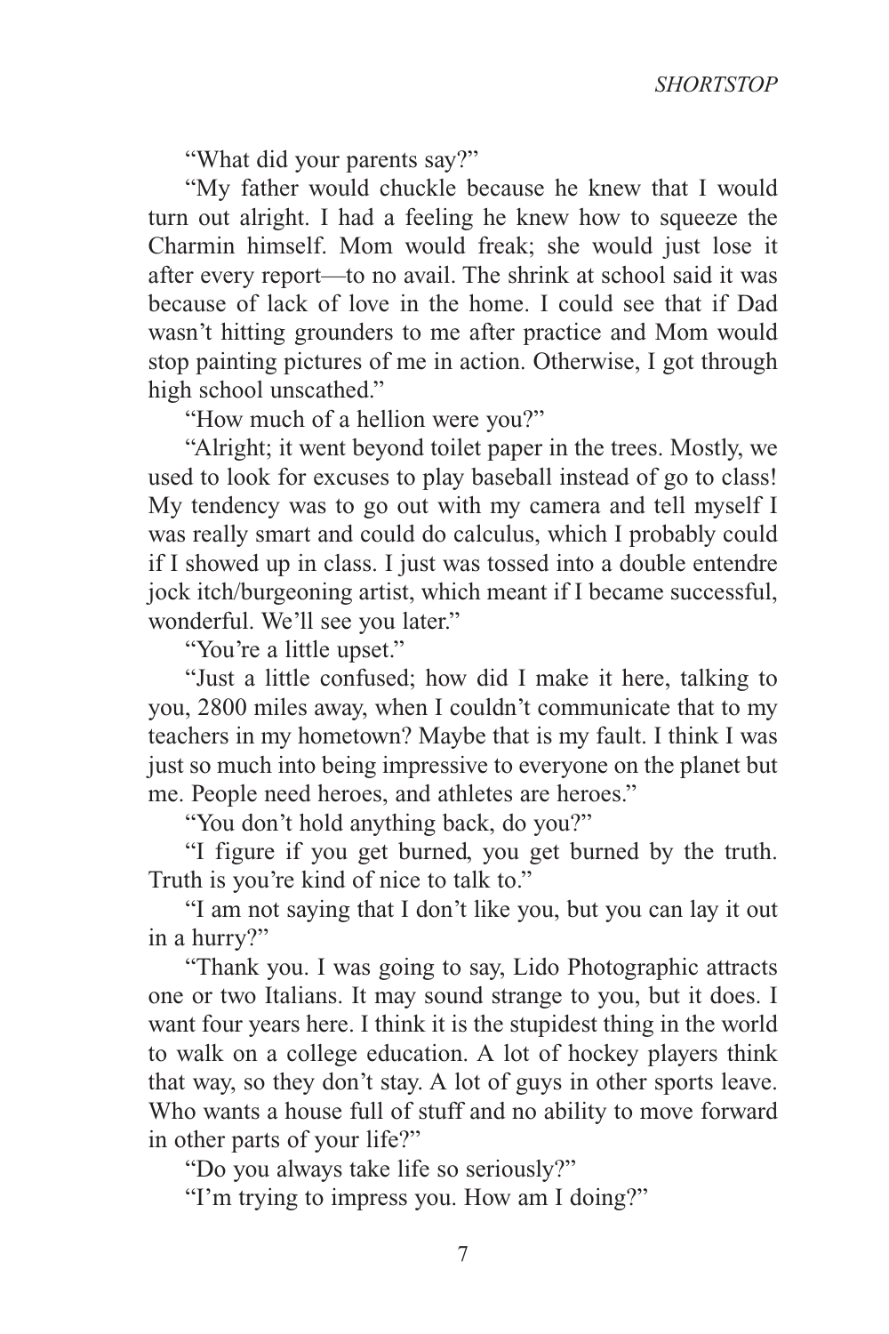"What did your parents say?"

"My father would chuckle because he knew that I would turn out alright. I had a feeling he knew how to squeeze the Charmin himself. Mom would freak; she would just lose it after every report—to no avail. The shrink at school said it was because of lack of love in the home. I could see that if Dad wasn't hitting grounders to me after practice and Mom would stop painting pictures of me in action. Otherwise, I got through high school unscathed."

"How much of a hellion were you?"

"Alright; it went beyond toilet paper in the trees. Mostly, we used to look for excuses to play baseball instead of go to class! My tendency was to go out with my camera and tell myself I was really smart and could do calculus, which I probably could if I showed up in class. I just was tossed into a double entendre jock itch/burgeoning artist, which meant if I became successful, wonderful. We'll see you later."

"You're a little upset."

"Just a little confused; how did I make it here, talking to you, 2800 miles away, when I couldn't communicate that to my teachers in my hometown? Maybe that is my fault. I think I was just so much into being impressive to everyone on the planet but me. People need heroes, and athletes are heroes."

"You don't hold anything back, do you?"

"I figure if you get burned, you get burned by the truth. Truth is you're kind of nice to talk to."

"I am not saying that I don't like you, but you can lay it out in a hurry?"

"Thank you. I was going to say, Lido Photographic attracts one or two Italians. It may sound strange to you, but it does. I want four years here. I think it is the stupidest thing in the world to walk on a college education. A lot of hockey players think that way, so they don't stay. A lot of guys in other sports leave. Who wants a house full of stuff and no ability to move forward in other parts of your life?"

"Do you always take life so seriously?"

"I'm trying to impress you. How am I doing?"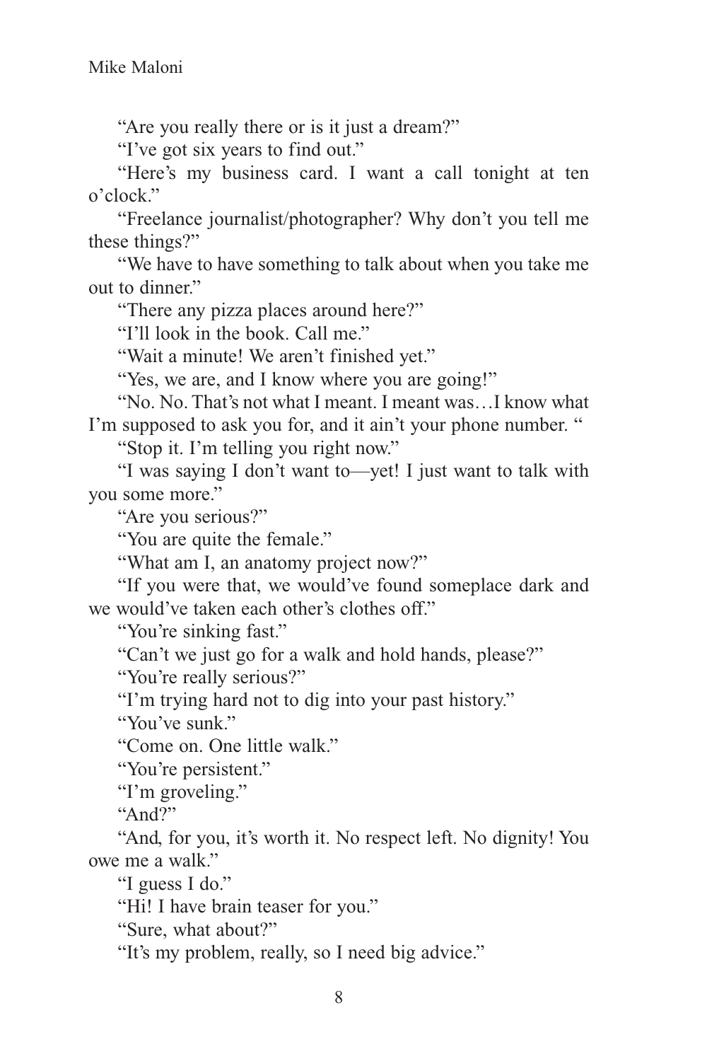"Are you really there or is it just a dream?"

"I've got six years to find out."

"Here's my business card. I want a call tonight at ten o'clock."

"Freelance journalist/photographer? Why don't you tell me these things?"

"We have to have something to talk about when you take me out to dinner."

"There any pizza places around here?"

"I'll look in the book. Call me."

"Wait a minute! We aren't finished yet."

"Yes, we are, and I know where you are going!"

"No. No. That's not what I meant. I meant was…I know what I'm supposed to ask you for, and it ain't your phone number. "

"Stop it. I'm telling you right now."

"I was saying I don't want to—yet! I just want to talk with you some more."

"Are you serious?"

"You are quite the female."

"What am I, an anatomy project now?"

"If you were that, we would've found someplace dark and we would've taken each other's clothes off."

"You're sinking fast."

"Can't we just go for a walk and hold hands, please?"

"You're really serious?"

"I'm trying hard not to dig into your past history."

"You've sunk."

"Come on. One little walk."

"You're persistent."

"I'm groveling."

"And?"

"And, for you, it's worth it. No respect left. No dignity! You owe me a walk."

"I guess I do."

"Hi! I have brain teaser for you."

"Sure, what about?"

"It's my problem, really, so I need big advice."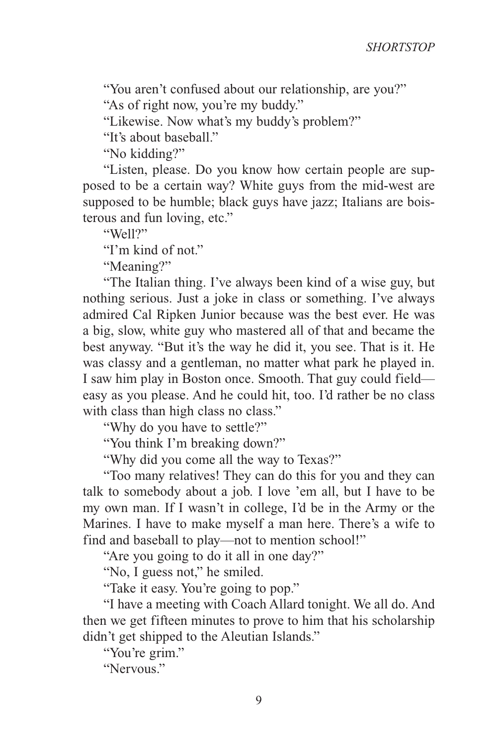"You aren't confused about our relationship, are you?"

"As of right now, you're my buddy."

"Likewise. Now what's my buddy's problem?"

"It's about baseball."

"No kidding?"

"Listen, please. Do you know how certain people are supposed to be a certain way? White guys from the mid-west are supposed to be humble; black guys have jazz; Italians are boisterous and fun loving, etc."

"Well?"

"I'm kind of not."

"Meaning?"

"The Italian thing. I've always been kind of a wise guy, but nothing serious. Just a joke in class or something. I've always admired Cal Ripken Junior because was the best ever. He was a big, slow, white guy who mastered all of that and became the best anyway. "But it's the way he did it, you see. That is it. He was classy and a gentleman, no matter what park he played in. I saw him play in Boston once. Smooth. That guy could field—easy as you please. And he could hit, too. I'd rather be no class with class than high class no class."

"Why do you have to settle?"

"You think I'm breaking down?"

"Why did you come all the way to Texas?"

"Too many relatives! They can do this for you and they can talk to somebody about a job. I love 'em all, but I have to be my own man. If I wasn't in college, I'd be in the Army or the Marines. I have to make myself a man here. There's a wife to find and baseball to play—not to mention school!"

"Are you going to do it all in one day?"

"No, I guess not," he smiled.

"Take it easy. You're going to pop."

"I have a meeting with Coach Allard tonight. We all do. And then we get fifteen minutes to prove to him that his scholarship didn't get shipped to the Aleutian Islands."

"You're grim."

"Nervous."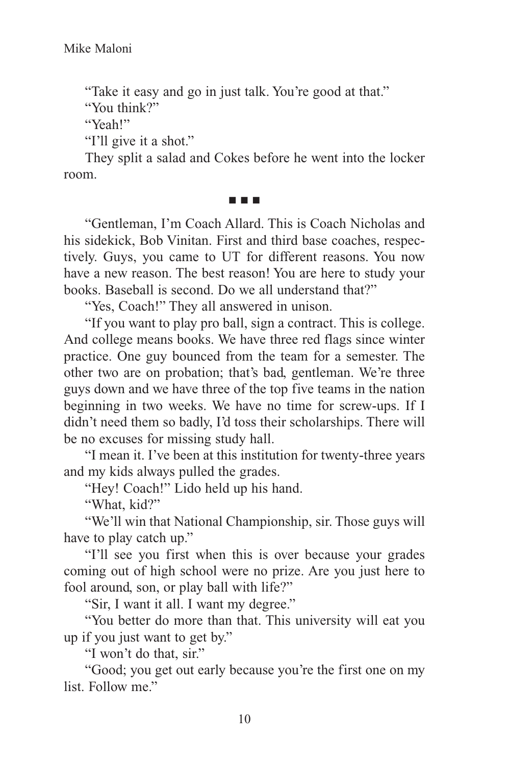"Take it easy and go in just talk. You're good at that."

"You think?"

"Yeah!"

"I'll give it a shot."

They split a salad and Cokes before he went into the locker room.

■ ■ ■

"Gentleman, I'm Coach Allard. This is Coach Nicholas and his sidekick, Bob Vinitan. First and third base coaches, respectively. Guys, you came to UT for different reasons. You now have a new reason. The best reason! You are here to study your books. Baseball is second. Do we all understand that?"

"Yes, Coach!" They all answered in unison.

"If you want to play pro ball, sign a contract. This is college. And college means books. We have three red flags since winter practice. One guy bounced from the team for a semester. The other two are on probation; that's bad, gentleman. We're three guys down and we have three of the top five teams in the nation beginning in two weeks. We have no time for screw-ups. If I didn't need them so badly, I'd toss their scholarships. There will be no excuses for missing study hall.

"I mean it. I've been at this institution for twenty-three years and my kids always pulled the grades.

"Hey! Coach!" Lido held up his hand.

"What, kid?"

"We'll win that National Championship, sir. Those guys will have to play catch up."

"I'll see you first when this is over because your grades coming out of high school were no prize. Are you just here to fool around, son, or play ball with life?"

"Sir, I want it all. I want my degree."

"You better do more than that. This university will eat you up if you just want to get by."

"I won't do that, sir."

"Good; you get out early because you're the first one on my list. Follow me."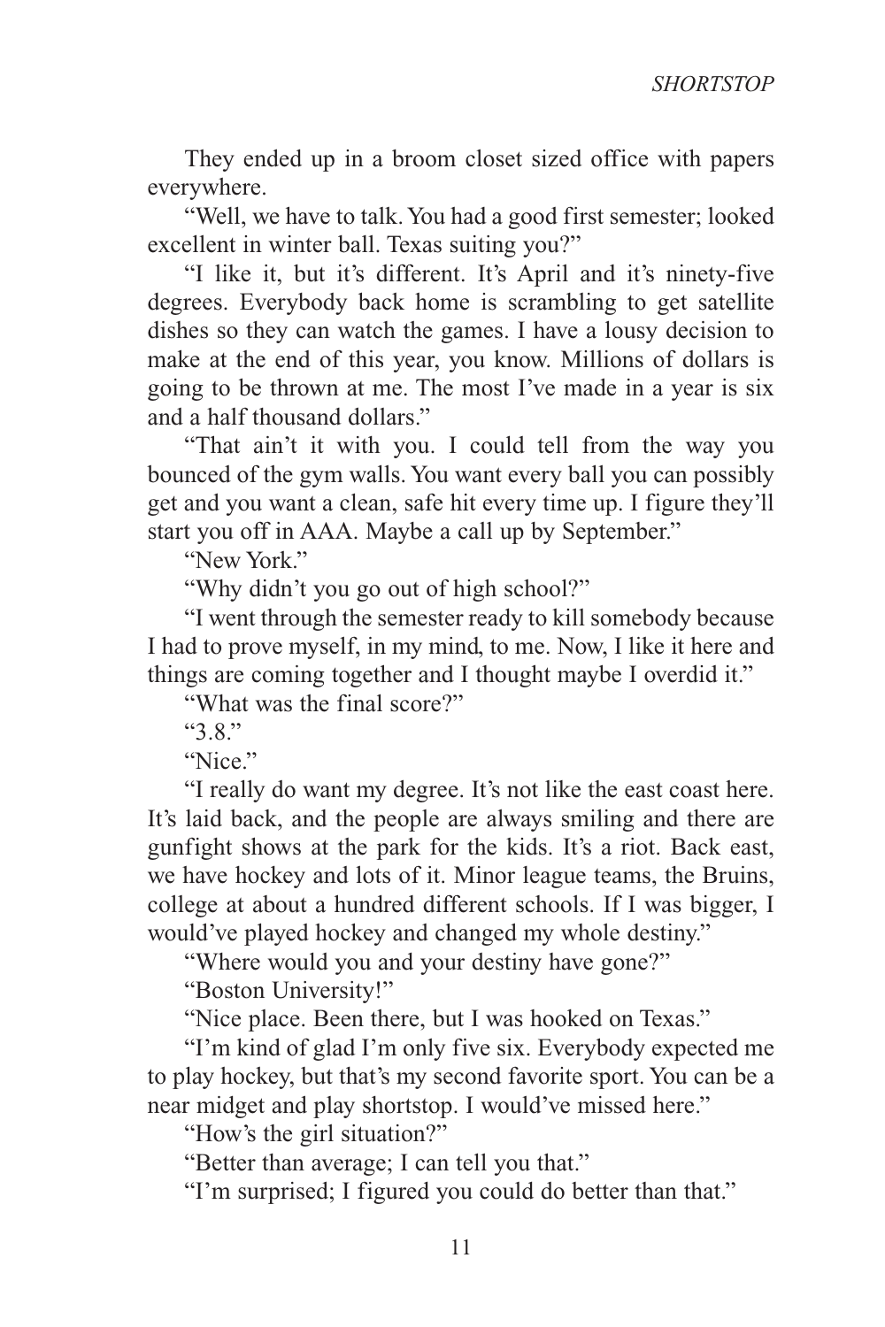They ended up in a broom closet sized office with papers everywhere.

“Well, we have to talk. You had a good first semester; looked excellent in winter ball. Texas suiting you?”

“I like it, but it’s different. It’s April and it’s ninety-five degrees. Everybody back home is scrambling to get satellite dishes so they can watch the games. I have a lousy decision to make at the end of this year, you know. Millions of dollars is going to be thrown at me. The most I’ve made in a year is six and a half thousand dollars.”

“That ain’t it with you. I could tell from the way you bounced of the gym walls. You want every ball you can possibly get and you want a clean, safe hit every time up. I figure they’ll start you off in AAA. Maybe a call up by September.”

“New York.”

“Why didn’t you go out of high school?”

“I went through the semester ready to kill somebody because I had to prove myself, in my mind, to me. Now, I like it here and things are coming together and I thought maybe I overdid it.”

“What was the final score?”

“3.8.”

“Nice.”

“I really do want my degree. It’s not like the east coast here. It’s laid back, and the people are always smiling and there are gunfight shows at the park for the kids. It’s a riot. Back east, we have hockey and lots of it. Minor league teams, the Bruins, college at about a hundred different schools. If I was bigger, I would’ve played hockey and changed my whole destiny.”

“Where would you and your destiny have gone?”

“Boston University!”

“Nice place. Been there, but I was hooked on Texas.”

“I’m kind of glad I’m only five six. Everybody expected me to play hockey, but that’s my second favorite sport. You can be a near midget and play shortstop. I would’ve missed here.”

“How’s the girl situation?”

“Better than average; I can tell you that.”

“I’m surprised; I figured you could do better than that.”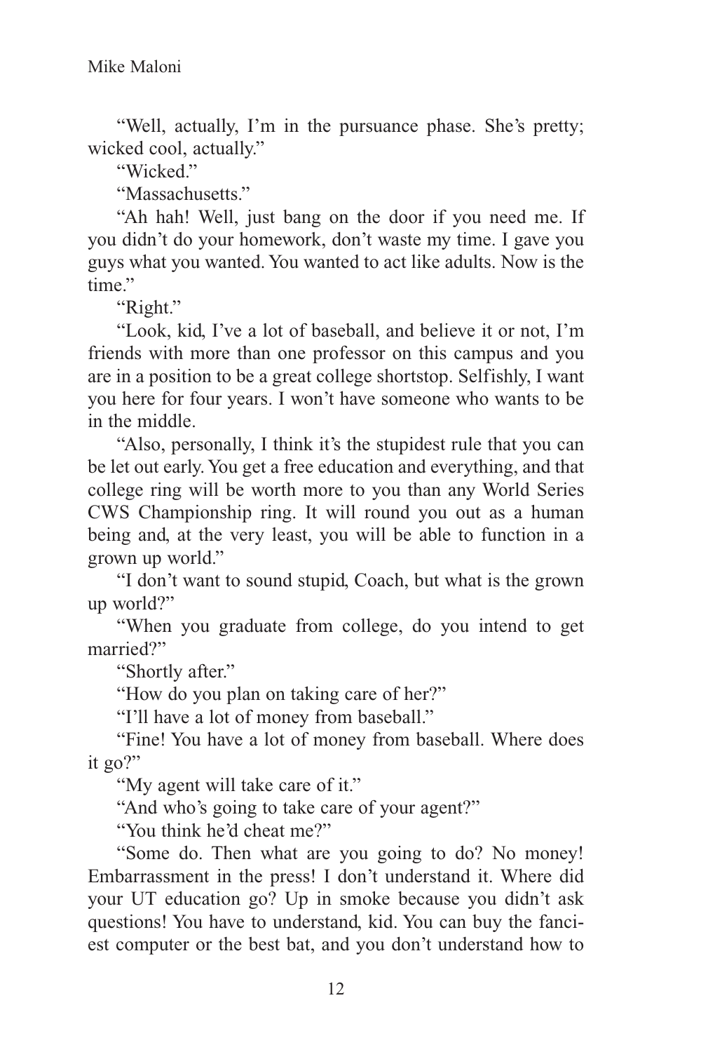"Well, actually, I'm in the pursuance phase. She's pretty; wicked cool, actually."

"Wicked."

"Massachusetts."

"Ah hah! Well, just bang on the door if you need me. If you didn't do your homework, don't waste my time. I gave you guys what you wanted. You wanted to act like adults. Now is the time."

"Right."

"Look, kid, I've a lot of baseball, and believe it or not, I'm friends with more than one professor on this campus and you are in a position to be a great college shortstop. Selfishly, I want you here for four years. I won't have someone who wants to be in the middle.

"Also, personally, I think it's the stupidest rule that you can be let out early. You get a free education and everything, and that college ring will be worth more to you than any World Series CWS Championship ring. It will round you out as a human being and, at the very least, you will be able to function in a grown up world."

"I don't want to sound stupid, Coach, but what is the grown up world?"

"When you graduate from college, do you intend to get married?"

"Shortly after."

"How do you plan on taking care of her?"

"I'll have a lot of money from baseball."

"Fine! You have a lot of money from baseball. Where does it go?"

"My agent will take care of it."

"And who's going to take care of your agent?"

"You think he'd cheat me?"

"Some do. Then what are you going to do? No money! Embarrassment in the press! I don't understand it. Where did your UT education go? Up in smoke because you didn't ask questions! You have to understand, kid. You can buy the fanciest computer or the best bat, and you don't understand how to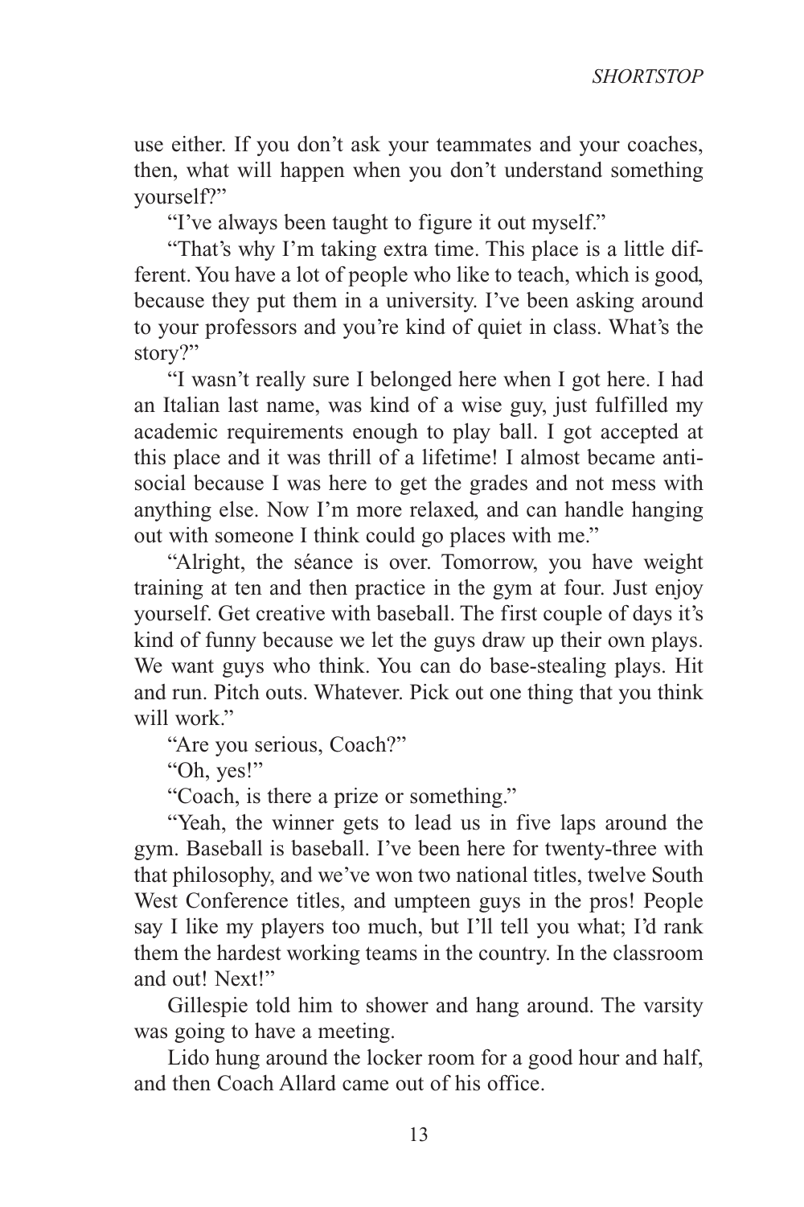use either. If you don't ask your teammates and your coaches, then, what will happen when you don't understand something yourself?"

"I've always been taught to figure it out myself."

"That's why I'm taking extra time. This place is a little different. You have a lot of people who like to teach, which is good, because they put them in a university. I've been asking around to your professors and you're kind of quiet in class. What's the story?"

"I wasn't really sure I belonged here when I got here. I had an Italian last name, was kind of a wise guy, just fulfilled my academic requirements enough to play ball. I got accepted at this place and it was thrill of a lifetime! I almost became anti-social because I was here to get the grades and not mess with anything else. Now I'm more relaxed, and can handle hanging out with someone I think could go places with me."

"Alright, the séance is over. Tomorrow, you have weight training at ten and then practice in the gym at four. Just enjoy yourself. Get creative with baseball. The first couple of days it's kind of funny because we let the guys draw up their own plays. We want guys who think. You can do base-stealing plays. Hit and run. Pitch outs. Whatever. Pick out one thing that you think will work."

"Are you serious, Coach?"

"Oh, yes!"

"Coach, is there a prize or something."

"Yeah, the winner gets to lead us in five laps around the gym. Baseball is baseball. I've been here for twenty-three with that philosophy, and we've won two national titles, twelve South West Conference titles, and umpteen guys in the pros! People say I like my players too much, but I'll tell you what; I'd rank them the hardest working teams in the country. In the classroom and out! Next!"

Gillespie told him to shower and hang around. The varsity was going to have a meeting.

Lido hung around the locker room for a good hour and half, and then Coach Allard came out of his office.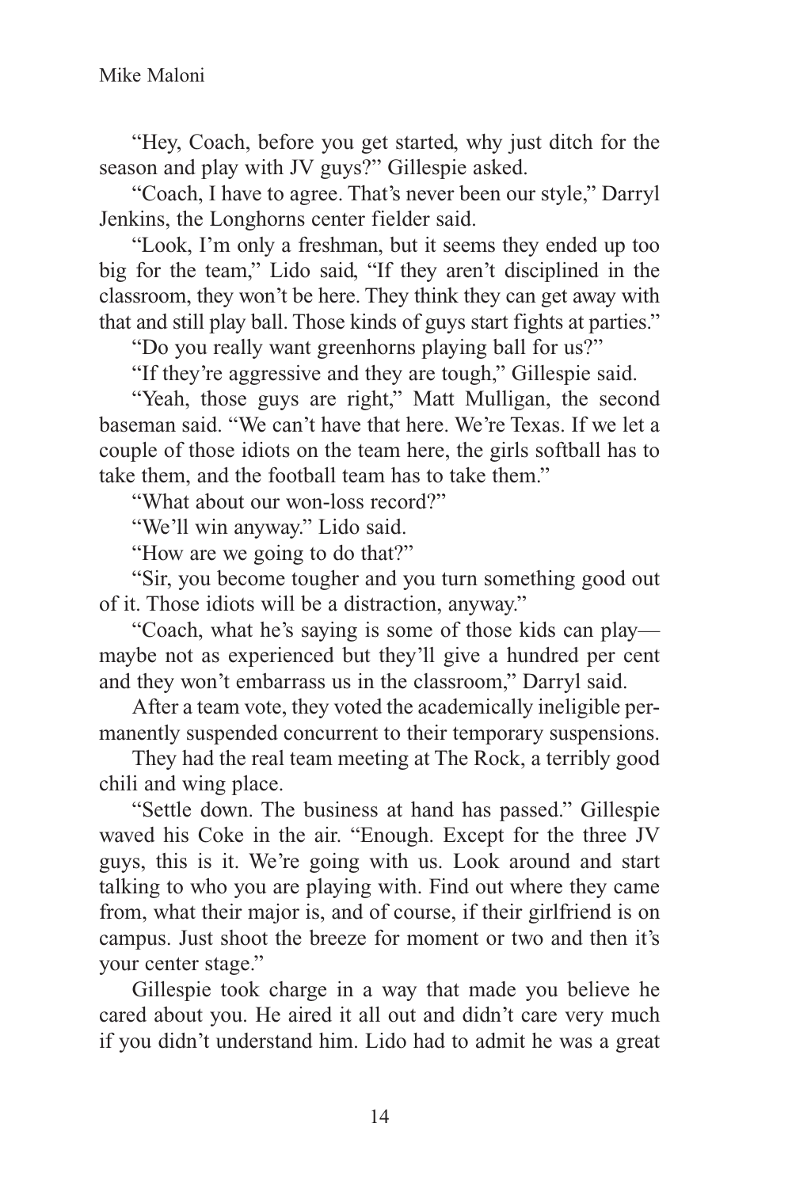"Hey, Coach, before you get started, why just ditch for the season and play with JV guys?" Gillespie asked.

"Coach, I have to agree. That's never been our style," Darryl Jenkins, the Longhorns center fielder said.

"Look, I'm only a freshman, but it seems they ended up too big for the team," Lido said, "If they aren't disciplined in the classroom, they won't be here. They think they can get away with that and still play ball. Those kinds of guys start fights at parties."

"Do you really want greenhorns playing ball for us?"

"If they're aggressive and they are tough," Gillespie said.

"Yeah, those guys are right," Matt Mulligan, the second baseman said. "We can't have that here. We're Texas. If we let a couple of those idiots on the team here, the girls softball has to take them, and the football team has to take them."

"What about our won-loss record?"

"We'll win anyway." Lido said.

"How are we going to do that?"

"Sir, you become tougher and you turn something good out of it. Those idiots will be a distraction, anyway."

"Coach, what he's saying is some of those kids can play—maybe not as experienced but they'll give a hundred per cent and they won't embarrass us in the classroom," Darryl said.

After a team vote, they voted the academically ineligible permanently suspended concurrent to their temporary suspensions.

They had the real team meeting at The Rock, a terribly good chili and wing place.

"Settle down. The business at hand has passed." Gillespie waved his Coke in the air. "Enough. Except for the three JV guys, this is it. We're going with us. Look around and start talking to who you are playing with. Find out where they came from, what their major is, and of course, if their girlfriend is on campus. Just shoot the breeze for moment or two and then it's your center stage."

Gillespie took charge in a way that made you believe he cared about you. He aired it all out and didn't care very much if you didn't understand him. Lido had to admit he was a great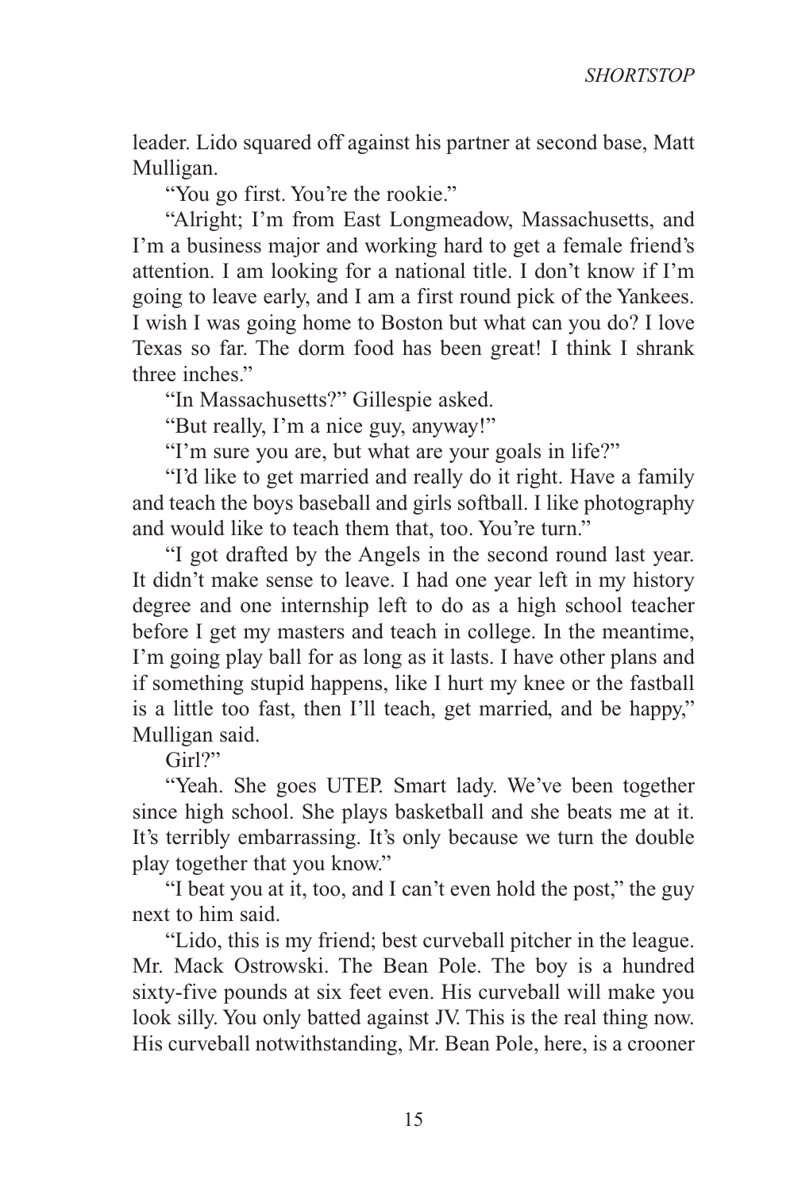leader. Lido squared off against his partner at second base, Matt Mulligan.

"You go first. You're the rookie."

"Alright; I'm from East Longmeadow, Massachusetts, and I'm a business major and working hard to get a female friend's attention. I am looking for a national title. I don't know if I'm going to leave early, and I am a first round pick of the Yankees. I wish I was going home to Boston but what can you do? I love Texas so far. The dorm food has been great! I think I shrank three inches."

"In Massachusetts?" Gillespie asked.

"But really, I'm a nice guy, anyway!"

"I'm sure you are, but what are your goals in life?"

"I'd like to get married and really do it right. Have a family and teach the boys baseball and girls softball. I like photography and would like to teach them that, too. You're turn."

"I got drafted by the Angels in the second round last year. It didn't make sense to leave. I had one year left in my history degree and one internship left to do as a high school teacher before I get my masters and teach in college. In the meantime, I'm going play ball for as long as it lasts. I have other plans and if something stupid happens, like I hurt my knee or the fastball is a little too fast, then I'll teach, get married, and be happy," Mulligan said.

Girl?"

"Yeah. She goes UTEP. Smart lady. We've been together since high school. She plays basketball and she beats me at it. It's terribly embarrassing. It's only because we turn the double play together that you know."

"I beat you at it, too, and I can't even hold the post," the guy next to him said.

"Lido, this is my friend; best curveball pitcher in the league. Mr. Mack Ostrowski. The Bean Pole. The boy is a hundred sixty-five pounds at six feet even. His curveball will make you look silly. You only batted against JV. This is the real thing now. His curveball notwithstanding, Mr. Bean Pole, here, is a crooner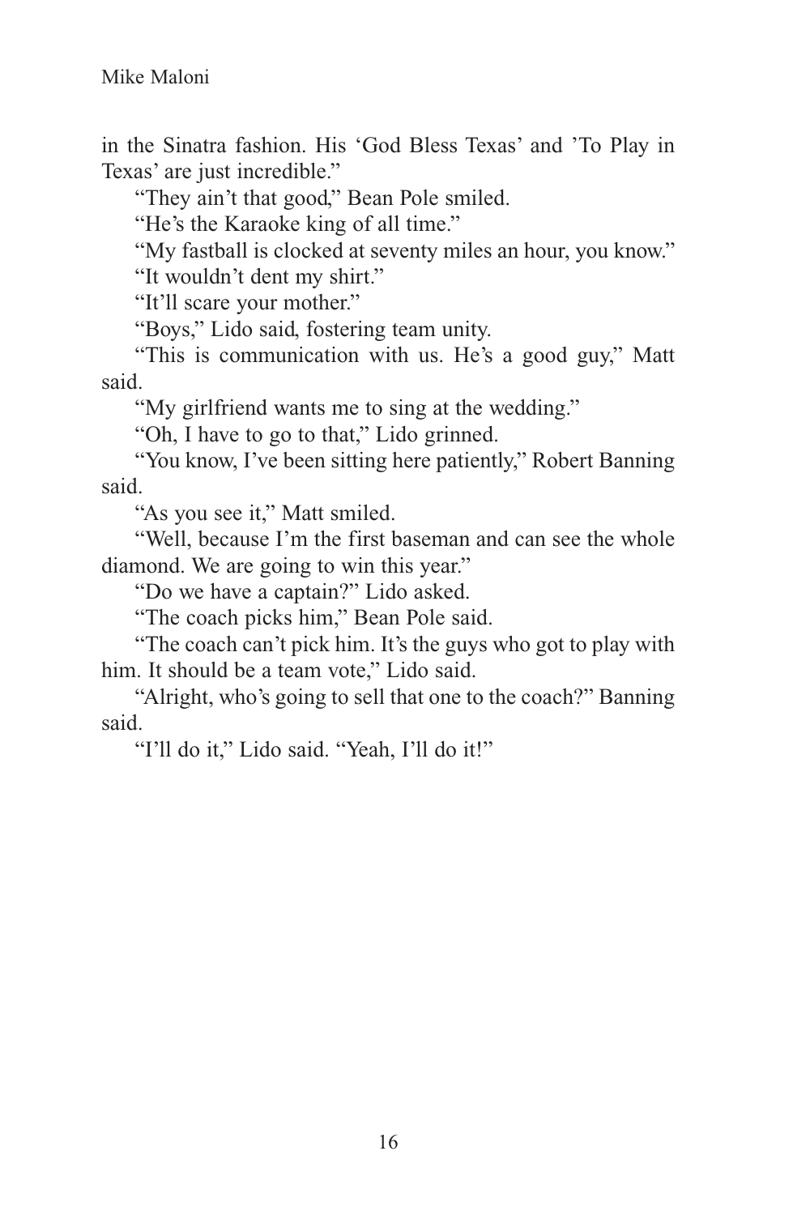in the Sinatra fashion. His 'God Bless Texas' and 'To Play in Texas' are just incredible."

"They ain't that good," Bean Pole smiled.

"He's the Karaoke king of all time."

"My fastball is clocked at seventy miles an hour, you know."

"It wouldn't dent my shirt."

"It'll scare your mother."

"Boys," Lido said, fostering team unity.

"This is communication with us. He's a good guy," Matt said.

"My girlfriend wants me to sing at the wedding."

"Oh, I have to go to that," Lido grinned.

"You know, I've been sitting here patiently," Robert Banning said.

"As you see it," Matt smiled.

"Well, because I'm the first baseman and can see the whole diamond. We are going to win this year."

"Do we have a captain?" Lido asked.

"The coach picks him," Bean Pole said.

"The coach can't pick him. It's the guys who got to play with him. It should be a team vote," Lido said.

"Alright, who's going to sell that one to the coach?" Banning said.

"I'll do it," Lido said. "Yeah, I'll do it!"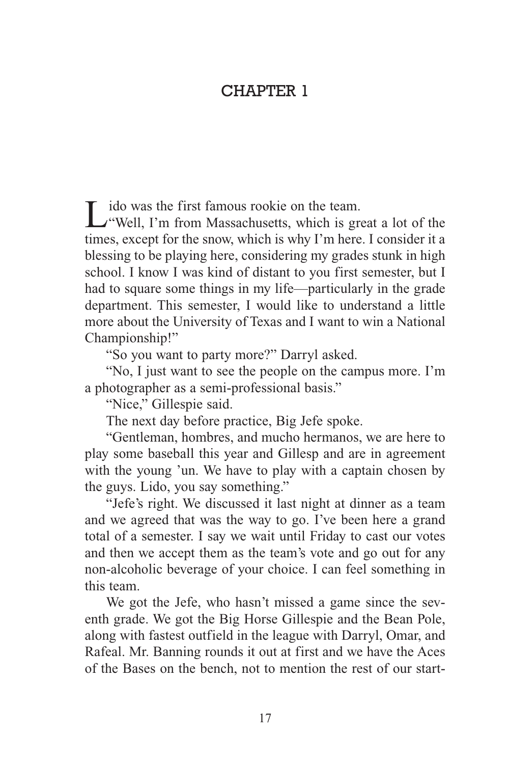# CHAPTER 1

Lido was the first famous rookie on the team.

"Well, I'm from Massachusetts, which is great a lot of the times, except for the snow, which is why I'm here. I consider it a blessing to be playing here, considering my grades stunk in high school. I know I was kind of distant to you first semester, but I had to square some things in my life—particularly in the grade department. This semester, I would like to understand a little more about the University of Texas and I want to win a National Championship!"

"So you want to party more?" Darryl asked.

"No, I just want to see the people on the campus more. I'm a photographer as a semi-professional basis."

"Nice," Gillespie said.

The next day before practice, Big Jefe spoke.

"Gentleman, hombres, and mucho hermanos, we are here to play some baseball this year and Gillesp and are in agreement with the young 'un. We have to play with a captain chosen by the guys. Lido, you say something."

"Jefe's right. We discussed it last night at dinner as a team and we agreed that was the way to go. I've been here a grand total of a semester. I say we wait until Friday to cast our votes and then we accept them as the team's vote and go out for any non-alcoholic beverage of your choice. I can feel something in this team.

We got the Jefe, who hasn't missed a game since the seventh grade. We got the Big Horse Gillespie and the Bean Pole, along with fastest outfield in the league with Darryl, Omar, and Rafeal. Mr. Banning rounds it out at first and we have the Aces of the Bases on the bench, not to mention the rest of our start-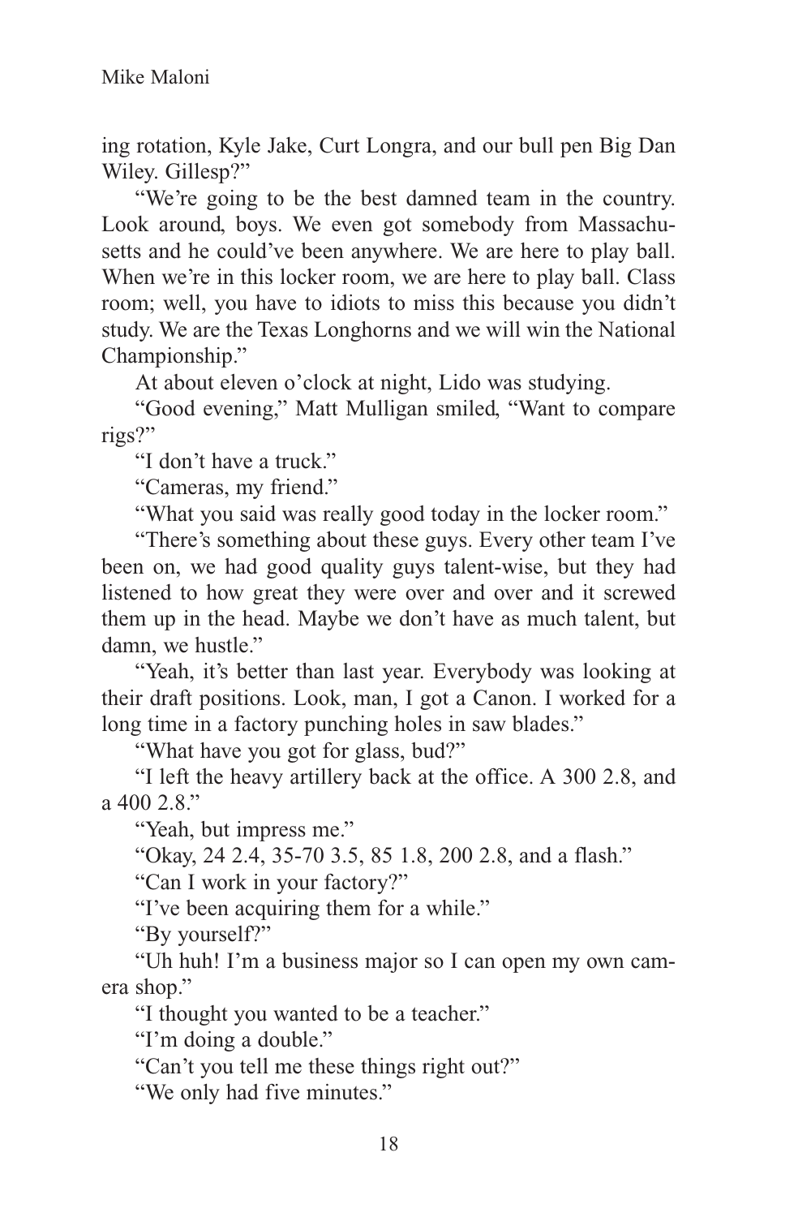ing rotation, Kyle Jake, Curt Longra, and our bull pen Big Dan Wiley. Gillesp?"

"We're going to be the best damned team in the country. Look around, boys. We even got somebody from Massachusetts and he could've been anywhere. We are here to play ball. When we're in this locker room, we are here to play ball. Class room; well, you have to idiots to miss this because you didn't study. We are the Texas Longhorns and we will win the National Championship."

At about eleven o'clock at night, Lido was studying.

"Good evening," Matt Mulligan smiled, "Want to compare rigs?"

"I don't have a truck."

"Cameras, my friend."

"What you said was really good today in the locker room."

"There's something about these guys. Every other team I've been on, we had good quality guys talent-wise, but they had listened to how great they were over and over and it screwed them up in the head. Maybe we don't have as much talent, but damn, we hustle."

"Yeah, it's better than last year. Everybody was looking at their draft positions. Look, man, I got a Canon. I worked for a long time in a factory punching holes in saw blades."

"What have you got for glass, bud?"

"I left the heavy artillery back at the office. A 300 2.8, and a 400 2.8."

"Yeah, but impress me."

"Okay, 24 2.4, 35-70 3.5, 85 1.8, 200 2.8, and a flash."

"Can I work in your factory?"

"I've been acquiring them for a while."

"By yourself?"

"Uh huh! I'm a business major so I can open my own camera shop."

"I thought you wanted to be a teacher."

"I'm doing a double."

"Can't you tell me these things right out?"

"We only had five minutes."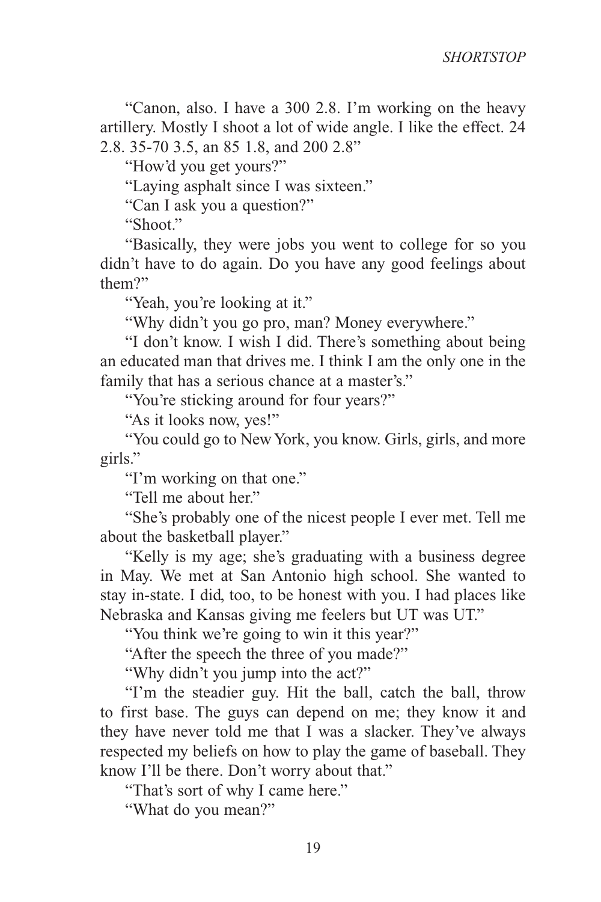"Canon, also. I have a 300 2.8. I'm working on the heavy artillery. Mostly I shoot a lot of wide angle. I like the effect. 24 2.8. 35-70 3.5, an 85 1.8, and 200 2.8"

"How'd you get yours?"

"Laying asphalt since I was sixteen."

"Can I ask you a question?"

"Shoot."

"Basically, they were jobs you went to college for so you didn't have to do again. Do you have any good feelings about them?"

"Yeah, you're looking at it."

"Why didn't you go pro, man? Money everywhere."

"I don't know. I wish I did. There's something about being an educated man that drives me. I think I am the only one in the family that has a serious chance at a master's."

"You're sticking around for four years?"

"As it looks now, yes!"

"You could go to New York, you know. Girls, girls, and more girls."

"I'm working on that one."

"Tell me about her."

"She's probably one of the nicest people I ever met. Tell me about the basketball player."

"Kelly is my age; she's graduating with a business degree in May. We met at San Antonio high school. She wanted to stay in-state. I did, too, to be honest with you. I had places like Nebraska and Kansas giving me feelers but UT was UT."

"You think we're going to win it this year?"

"After the speech the three of you made?"

"Why didn't you jump into the act?"

"I'm the steadier guy. Hit the ball, catch the ball, throw to first base. The guys can depend on me; they know it and they have never told me that I was a slacker. They've always respected my beliefs on how to play the game of baseball. They know I'll be there. Don't worry about that."

"That's sort of why I came here."

"What do you mean?"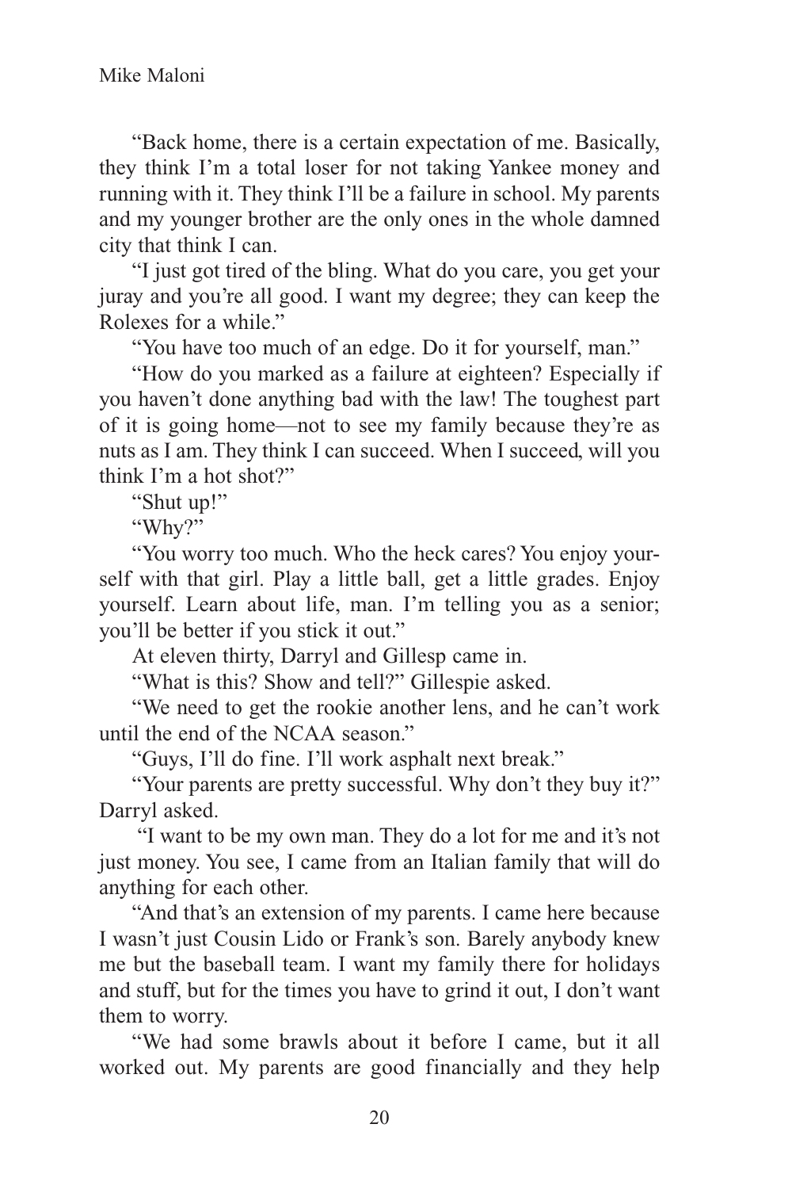"Back home, there is a certain expectation of me. Basically, they think I'm a total loser for not taking Yankee money and running with it. They think I'll be a failure in school. My parents and my younger brother are the only ones in the whole damned city that think I can.

"I just got tired of the bling. What do you care, you get your juray and you're all good. I want my degree; they can keep the Rolexes for a while."

"You have too much of an edge. Do it for yourself, man."

"How do you marked as a failure at eighteen? Especially if you haven't done anything bad with the law! The toughest part of it is going home—not to see my family because they're as nuts as I am. They think I can succeed. When I succeed, will you think I'm a hot shot?"

"Shut up!"

"Why?"

"You worry too much. Who the heck cares? You enjoy yourself with that girl. Play a little ball, get a little grades. Enjoy yourself. Learn about life, man. I'm telling you as a senior; you'll be better if you stick it out."

At eleven thirty, Darryl and Gillesp came in.

"What is this? Show and tell?" Gillespie asked.

"We need to get the rookie another lens, and he can't work until the end of the NCAA season."

"Guys, I'll do fine. I'll work asphalt next break."

"Your parents are pretty successful. Why don't they buy it?" Darryl asked.

"I want to be my own man. They do a lot for me and it's not just money. You see, I came from an Italian family that will do anything for each other.

"And that's an extension of my parents. I came here because I wasn't just Cousin Lido or Frank's son. Barely anybody knew me but the baseball team. I want my family there for holidays and stuff, but for the times you have to grind it out, I don't want them to worry.

"We had some brawls about it before I came, but it all worked out. My parents are good financially and they help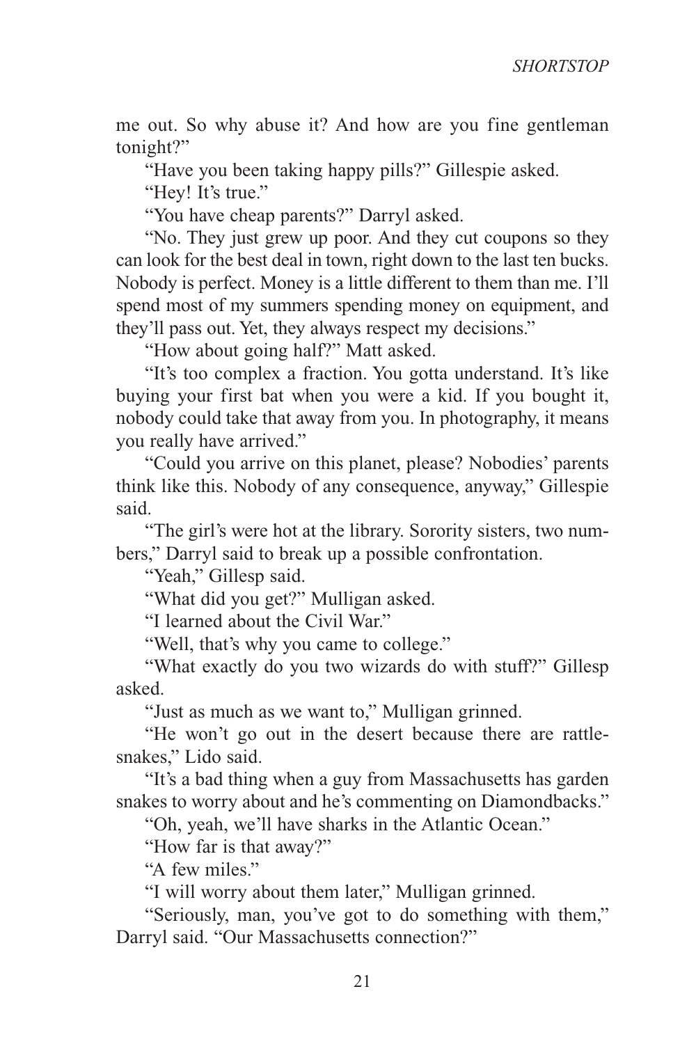me out. So why abuse it? And how are you fine gentleman tonight?"

"Have you been taking happy pills?" Gillespie asked.

"Hey! It's true."

"You have cheap parents?" Darryl asked.

"No. They just grew up poor. And they cut coupons so they can look for the best deal in town, right down to the last ten bucks. Nobody is perfect. Money is a little different to them than me. I'll spend most of my summers spending money on equipment, and they'll pass out. Yet, they always respect my decisions."

"How about going half?" Matt asked.

"It's too complex a fraction. You gotta understand. It's like buying your first bat when you were a kid. If you bought it, nobody could take that away from you. In photography, it means you really have arrived."

"Could you arrive on this planet, please? Nobodies' parents think like this. Nobody of any consequence, anyway," Gillespie said.

"The girl's were hot at the library. Sorority sisters, two numbers," Darryl said to break up a possible confrontation.

"Yeah," Gillesp said.

"What did you get?" Mulligan asked.

"I learned about the Civil War."

"Well, that's why you came to college."

"What exactly do you two wizards do with stuff?" Gillesp asked.

"Just as much as we want to," Mulligan grinned.

"He won't go out in the desert because there are rattlesnakes," Lido said.

"It's a bad thing when a guy from Massachusetts has garden snakes to worry about and he's commenting on Diamondbacks."

"Oh, yeah, we'll have sharks in the Atlantic Ocean."

"How far is that away?"

"A few miles."

"I will worry about them later," Mulligan grinned.

"Seriously, man, you've got to do something with them," Darryl said. "Our Massachusetts connection?"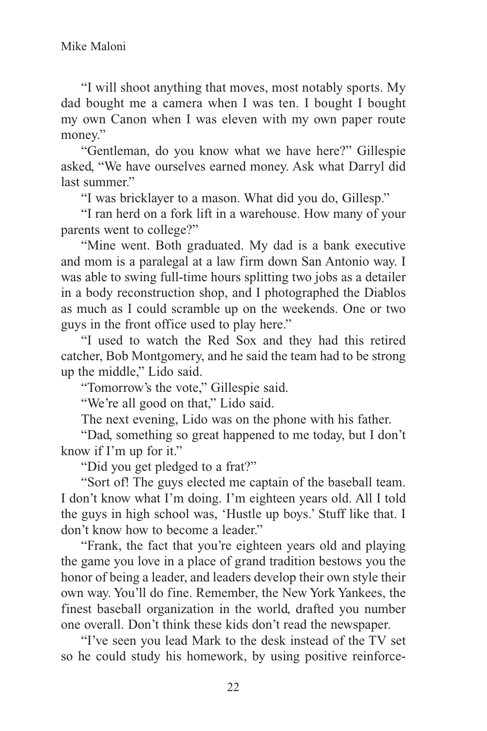"I will shoot anything that moves, most notably sports. My dad bought me a camera when I was ten. I bought I bought my own Canon when I was eleven with my own paper route money."

"Gentleman, do you know what we have here?" Gillespie asked, "We have ourselves earned money. Ask what Darryl did last summer."

"I was bricklayer to a mason. What did you do, Gillesp."

"I ran herd on a fork lift in a warehouse. How many of your parents went to college?"

"Mine went. Both graduated. My dad is a bank executive and mom is a paralegal at a law firm down San Antonio way. I was able to swing full-time hours splitting two jobs as a detailer in a body reconstruction shop, and I photographed the Diablos as much as I could scramble up on the weekends. One or two guys in the front office used to play here."

"I used to watch the Red Sox and they had this retired catcher, Bob Montgomery, and he said the team had to be strong up the middle," Lido said.

"Tomorrow's the vote," Gillespie said.

"We're all good on that," Lido said.

The next evening, Lido was on the phone with his father.

"Dad, something so great happened to me today, but I don't know if I'm up for it."

"Did you get pledged to a frat?"

"Sort of! The guys elected me captain of the baseball team. I don't know what I'm doing. I'm eighteen years old. All I told the guys in high school was, 'Hustle up boys.' Stuff like that. I don't know how to become a leader."

"Frank, the fact that you're eighteen years old and playing the game you love in a place of grand tradition bestows you the honor of being a leader, and leaders develop their own style their own way. You'll do fine. Remember, the New York Yankees, the finest baseball organization in the world, drafted you number one overall. Don't think these kids don't read the newspaper.

"I've seen you lead Mark to the desk instead of the TV set so he could study his homework, by using positive reinforce-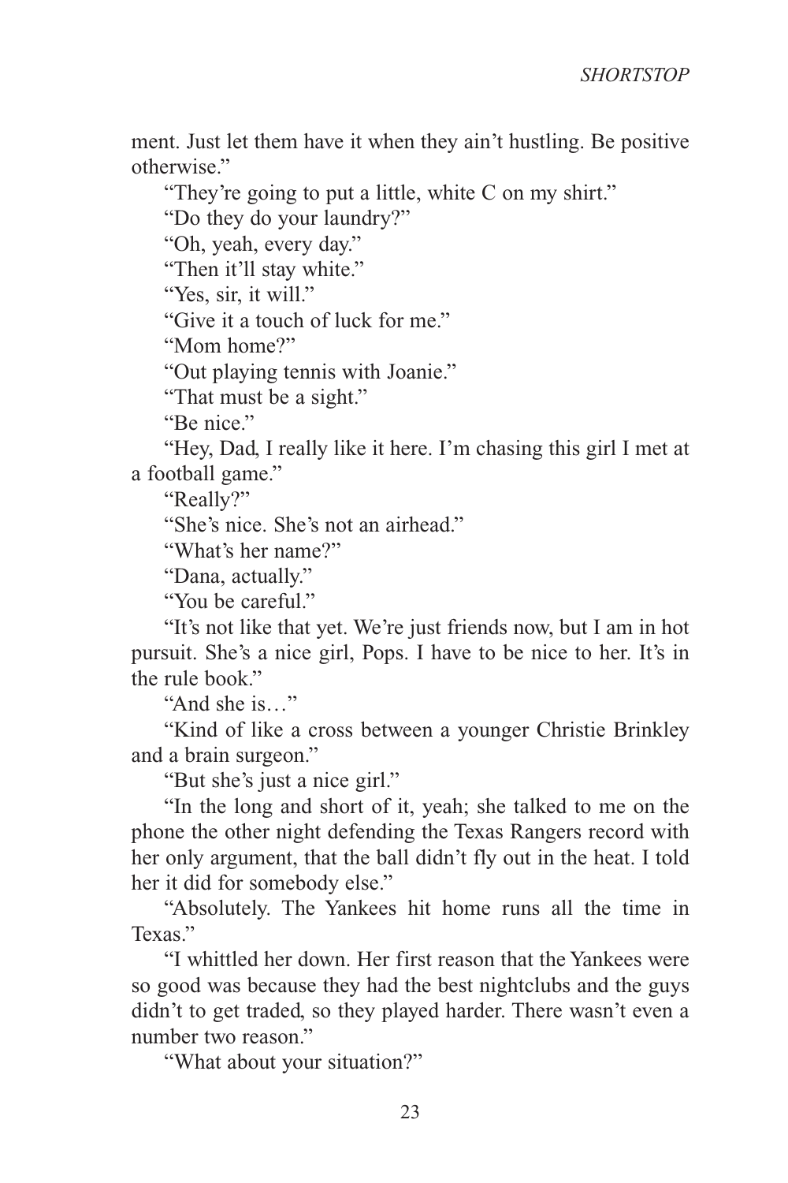ment. Just let them have it when they ain't hustling. Be positive otherwise."

"They're going to put a little, white C on my shirt."

"Do they do your laundry?"

"Oh, yeah, every day."

"Then it'll stay white."

"Yes, sir, it will."

"Give it a touch of luck for me."

"Mom home?"

"Out playing tennis with Joanie."

"That must be a sight."

"Be nice."

"Hey, Dad, I really like it here. I'm chasing this girl I met at a football game."

"Really?"

"She's nice. She's not an airhead."

"What's her name?"

"Dana, actually."

"You be careful."

"It's not like that yet. We're just friends now, but I am in hot pursuit. She's a nice girl, Pops. I have to be nice to her. It's in the rule book."

"And she is…"

"Kind of like a cross between a younger Christie Brinkley and a brain surgeon."

"But she's just a nice girl."

"In the long and short of it, yeah; she talked to me on the phone the other night defending the Texas Rangers record with her only argument, that the ball didn't fly out in the heat. I told her it did for somebody else."

"Absolutely. The Yankees hit home runs all the time in Texas."

"I whittled her down. Her first reason that the Yankees were so good was because they had the best nightclubs and the guys didn't to get traded, so they played harder. There wasn't even a number two reason."

"What about your situation?"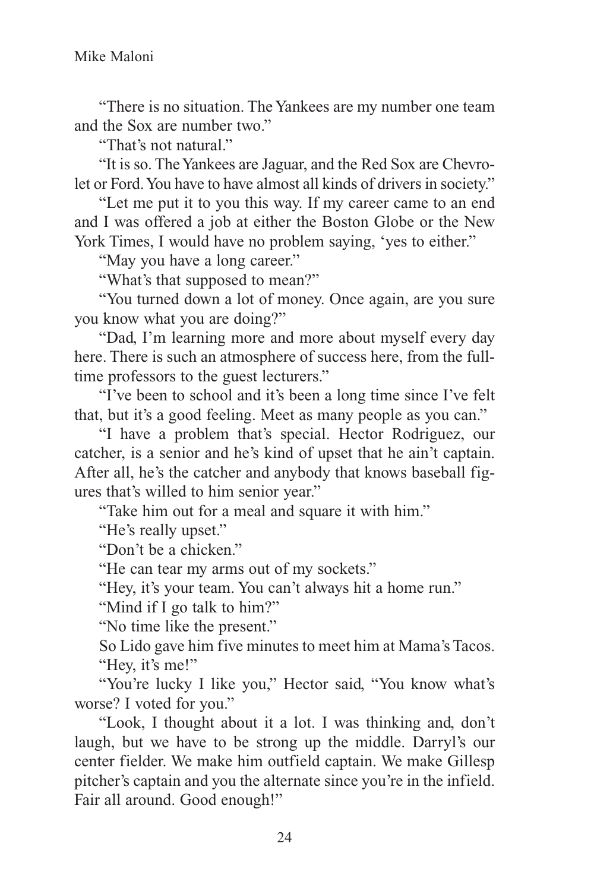"There is no situation. The Yankees are my number one team and the Sox are number two."

"That's not natural."

"It is so. The Yankees are Jaguar, and the Red Sox are Chevrolet or Ford. You have to have almost all kinds of drivers in society."

"Let me put it to you this way. If my career came to an end and I was offered a job at either the Boston Globe or the New York Times, I would have no problem saying, 'yes to either."

"May you have a long career."

"What's that supposed to mean?"

"You turned down a lot of money. Once again, are you sure you know what you are doing?"

"Dad, I'm learning more and more about myself every day here. There is such an atmosphere of success here, from the full-time professors to the guest lecturers."

"I've been to school and it's been a long time since I've felt that, but it's a good feeling. Meet as many people as you can."

"I have a problem that's special. Hector Rodriguez, our catcher, is a senior and he's kind of upset that he ain't captain. After all, he's the catcher and anybody that knows baseball figures that's willed to him senior year."

"Take him out for a meal and square it with him."

"He's really upset."

"Don't be a chicken."

"He can tear my arms out of my sockets."

"Hey, it's your team. You can't always hit a home run."

"Mind if I go talk to him?"

"No time like the present."

So Lido gave him five minutes to meet him at Mama's Tacos.

"Hey, it's me!"

"You're lucky I like you," Hector said, "You know what's worse? I voted for you."

"Look, I thought about it a lot. I was thinking and, don't laugh, but we have to be strong up the middle. Darryl's our center fielder. We make him outfield captain. We make Gillesp pitcher's captain and you the alternate since you're in the infield. Fair all around. Good enough!"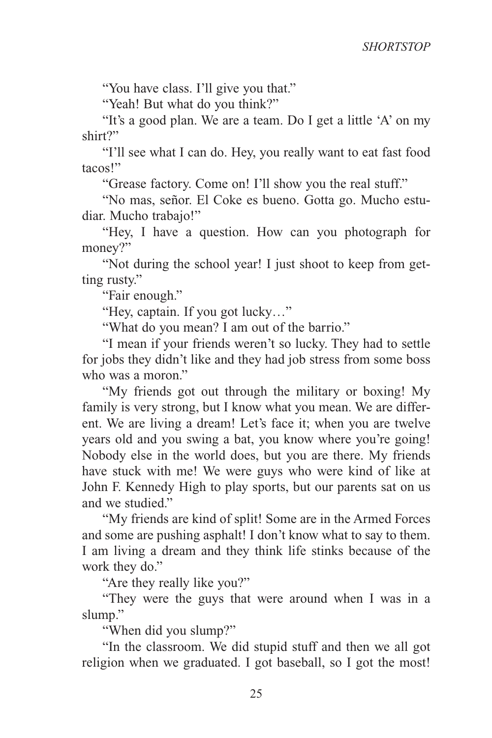"You have class. I'll give you that."

"Yeah! But what do you think?"

"It's a good plan. We are a team. Do I get a little 'A' on my shirt?"

"I'll see what I can do. Hey, you really want to eat fast food tacos!"

"Grease factory. Come on! I'll show you the real stuff."

"No mas, señor. El Coke es bueno. Gotta go. Mucho estudiar. Mucho trabajo!"

"Hey, I have a question. How can you photograph for money?"

"Not during the school year! I just shoot to keep from getting rusty."

"Fair enough."

"Hey, captain. If you got lucky…"

"What do you mean? I am out of the barrio."

"I mean if your friends weren't so lucky. They had to settle for jobs they didn't like and they had job stress from some boss who was a moron."

"My friends got out through the military or boxing! My family is very strong, but I know what you mean. We are different. We are living a dream! Let's face it; when you are twelve years old and you swing a bat, you know where you're going! Nobody else in the world does, but you are there. My friends have stuck with me! We were guys who were kind of like at John F. Kennedy High to play sports, but our parents sat on us and we studied."

"My friends are kind of split! Some are in the Armed Forces and some are pushing asphalt! I don't know what to say to them. I am living a dream and they think life stinks because of the work they do."

"Are they really like you?"

"They were the guys that were around when I was in a slump."

"When did you slump?"

"In the classroom. We did stupid stuff and then we all got religion when we graduated. I got baseball, so I got the most!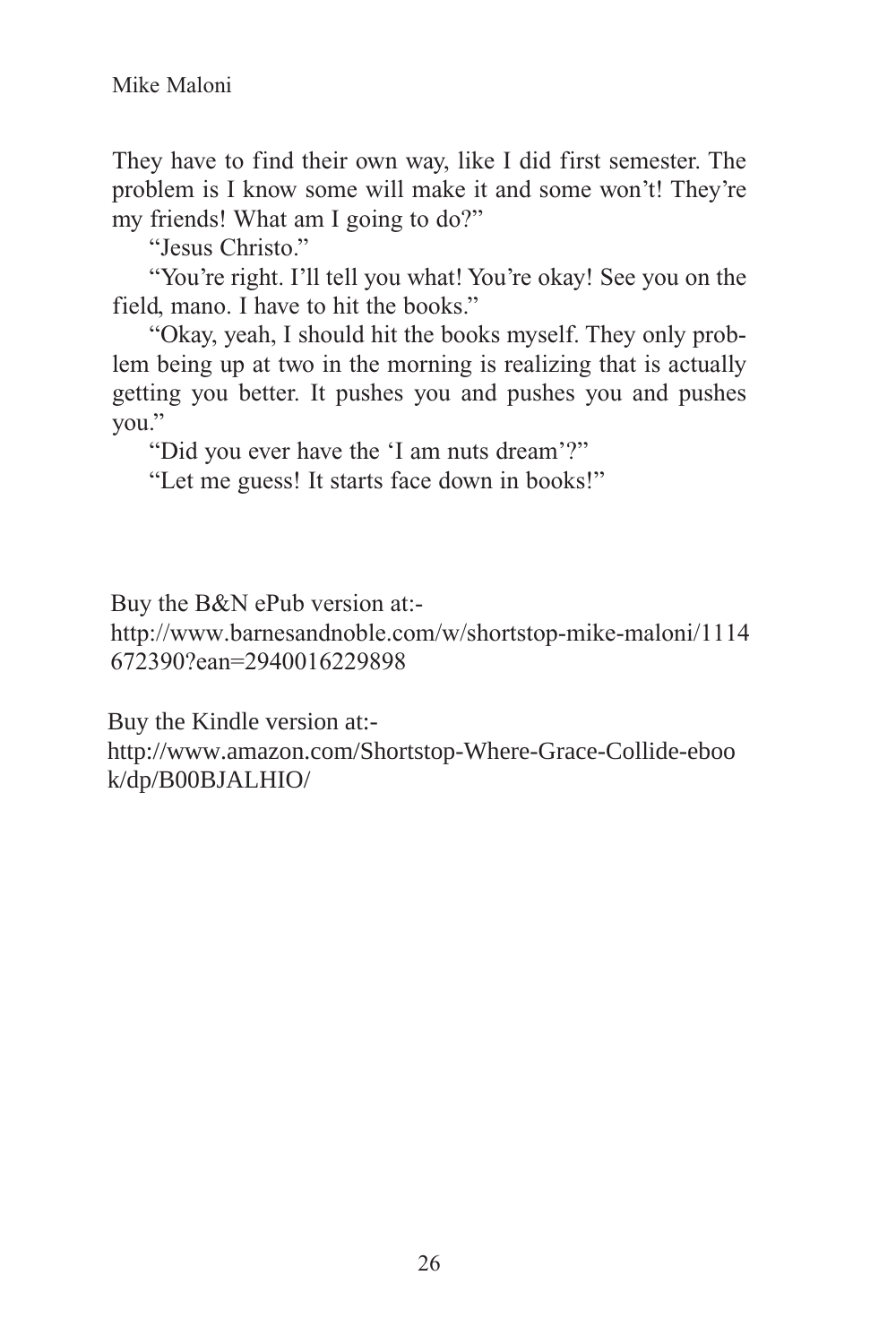They have to find their own way, like I did first semester. The problem is I know some will make it and some won't! They're my friends! What am I going to do?"

"Jesus Christo."

"You're right. I'll tell you what! You're okay! See you on the field, mano. I have to hit the books."

"Okay, yeah, I should hit the books myself. They only problem being up at two in the morning is realizing that is actually getting you better. It pushes you and pushes you and pushes you."

"Did you ever have the 'I am nuts dream'?"

"Let me guess! It starts face down in books!"

Buy the B&N ePub version at:-
http://www.barnesandnoble.com/w/shortstop-mike-maloni/1114672390?ean=2940016229898

Buy the Kindle version at:-
http://www.amazon.com/Shortstop-Where-Grace-Collide-ebook/dp/B00BJALHIO/